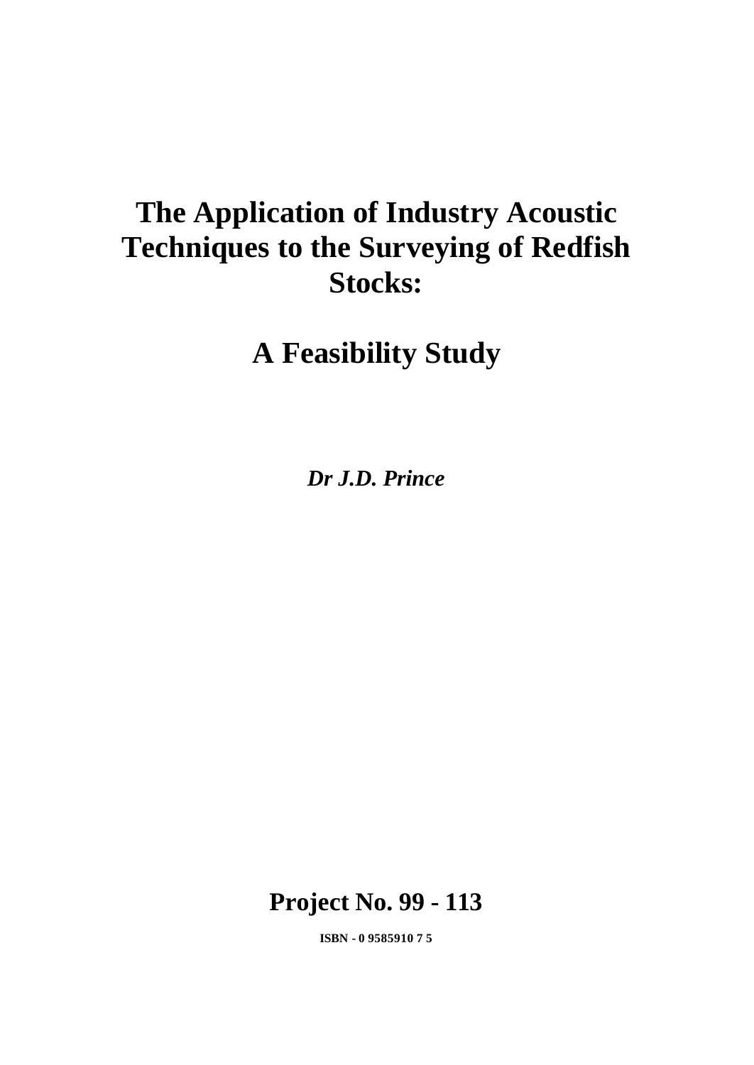# The Application of Industry Acoustic Techniques to the Surveying of Redfish Stocks:

# A Feasibility Study

***Dr J.D. Prince***

## Project No. 99 - 113

**ISBN - 0 9585910 7 5**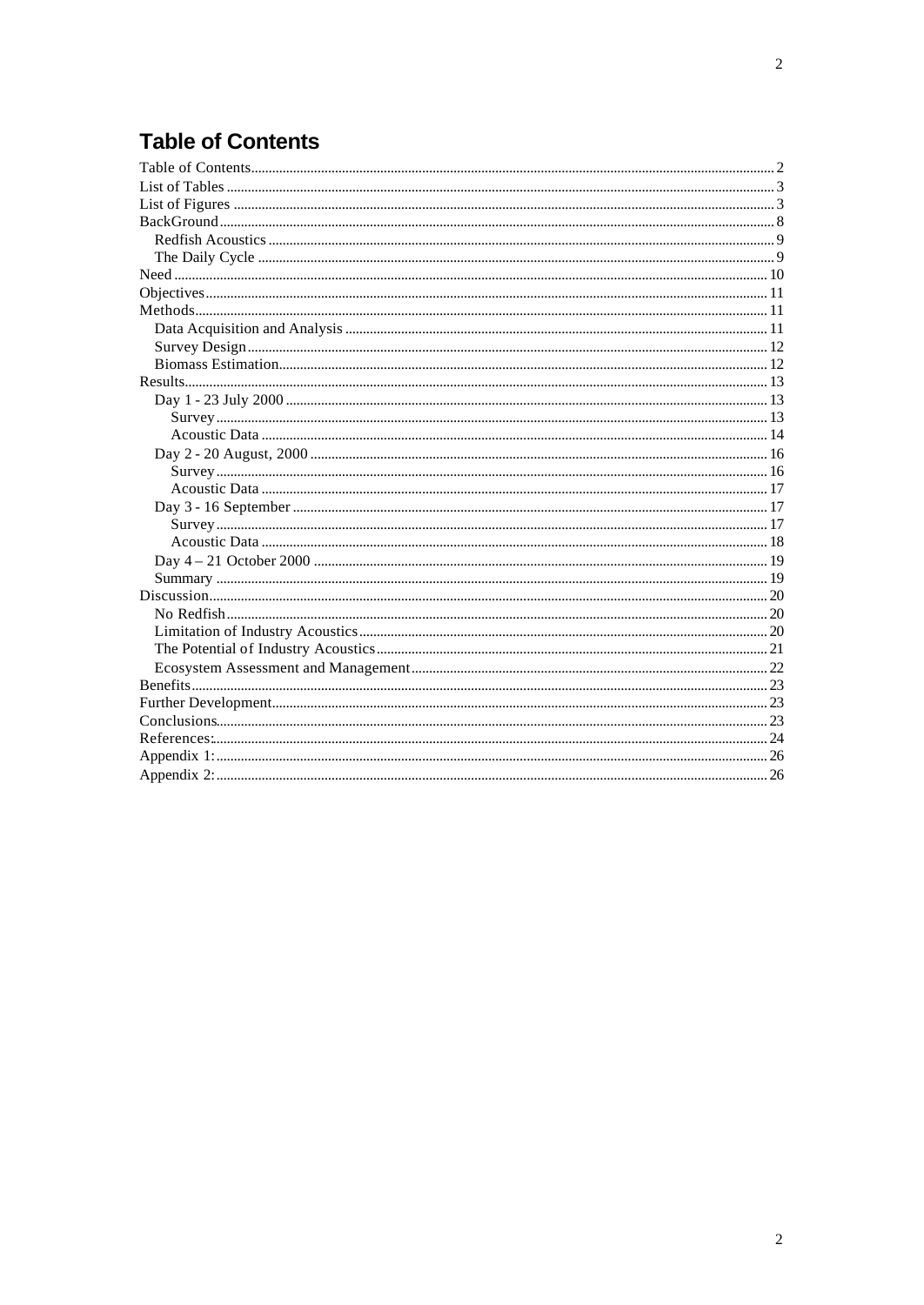# Table of Contents

Table of Contents ........ 2
List of Tables ........ 3
List of Figures ........ 3
BackGround ........ 8
  Redfish Acoustics ........ 9
  The Daily Cycle ........ 9
Need ........ 10
Objectives ........ 11
Methods ........ 11
  Data Acquisition and Analysis ........ 11
  Survey Design ........ 12
  Biomass Estimation ........ 12
Results ........ 13
  Day 1 - 23 July 2000 ........ 13
    Survey ........ 13
    Acoustic Data ........ 14
  Day 2 - 20 August, 2000 ........ 16
    Survey ........ 16
    Acoustic Data ........ 17
  Day 3 - 16 September ........ 17
    Survey ........ 17
    Acoustic Data ........ 18
  Day 4 – 21 October 2000 ........ 19
  Summary ........ 19
Discussion ........ 20
  No Redfish ........ 20
  Limitation of Industry Acoustics ........ 20
  The Potential of Industry Acoustics ........ 21
  Ecosystem Assessment and Management ........ 22
Benefits ........ 23
Further Development ........ 23
Conclusions ........ 23
References: ........ 24
Appendix 1: ........ 26
Appendix 2: ........ 26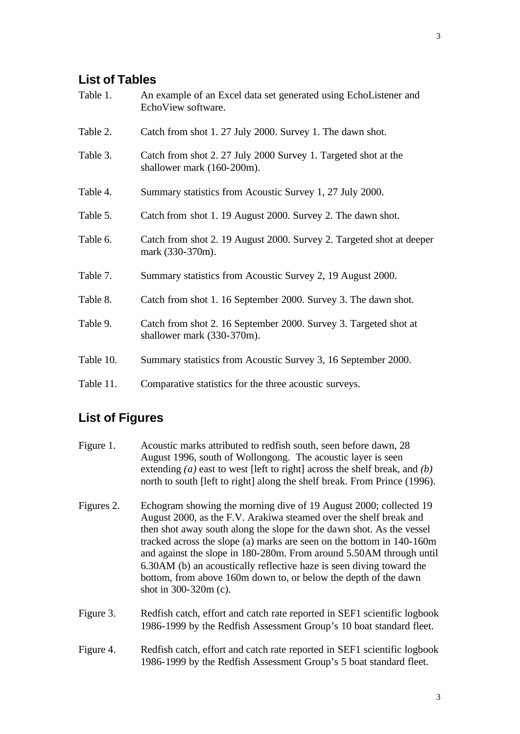## List of Tables

Table 1. An example of an Excel data set generated using EchoListener and EchoView software.

Table 2. Catch from shot 1. 27 July 2000. Survey 1. The dawn shot.

Table 3. Catch from shot 2. 27 July 2000 Survey 1. Targeted shot at the shallower mark (160-200m).

Table 4. Summary statistics from Acoustic Survey 1, 27 July 2000.

Table 5. Catch from shot 1. 19 August 2000. Survey 2. The dawn shot.

Table 6. Catch from shot 2. 19 August 2000. Survey 2. Targeted shot at deeper mark (330-370m).

Table 7. Summary statistics from Acoustic Survey 2, 19 August 2000.

Table 8. Catch from shot 1. 16 September 2000. Survey 3. The dawn shot.

Table 9. Catch from shot 2. 16 September 2000. Survey 3. Targeted shot at shallower mark (330-370m).

Table 10. Summary statistics from Acoustic Survey 3, 16 September 2000.

Table 11. Comparative statistics for the three acoustic surveys.

## List of Figures

Figure 1. Acoustic marks attributed to redfish south, seen before dawn, 28 August 1996, south of Wollongong. The acoustic layer is seen extending *(a)* east to west [left to right] across the shelf break, and *(b)* north to south [left to right] along the shelf break. From Prince (1996).

Figures 2. Echogram showing the morning dive of 19 August 2000; collected 19 August 2000, as the F.V. Arakiwa steamed over the shelf break and then shot away south along the slope for the dawn shot. As the vessel tracked across the slope (a) marks are seen on the bottom in 140-160m and against the slope in 180-280m. From around 5.50AM through until 6.30AM (b) an acoustically reflective haze is seen diving toward the bottom, from above 160m down to, or below the depth of the dawn shot in 300-320m (c).

Figure 3. Redfish catch, effort and catch rate reported in SEF1 scientific logbook 1986-1999 by the Redfish Assessment Group's 10 boat standard fleet.

Figure 4. Redfish catch, effort and catch rate reported in SEF1 scientific logbook 1986-1999 by the Redfish Assessment Group's 5 boat standard fleet.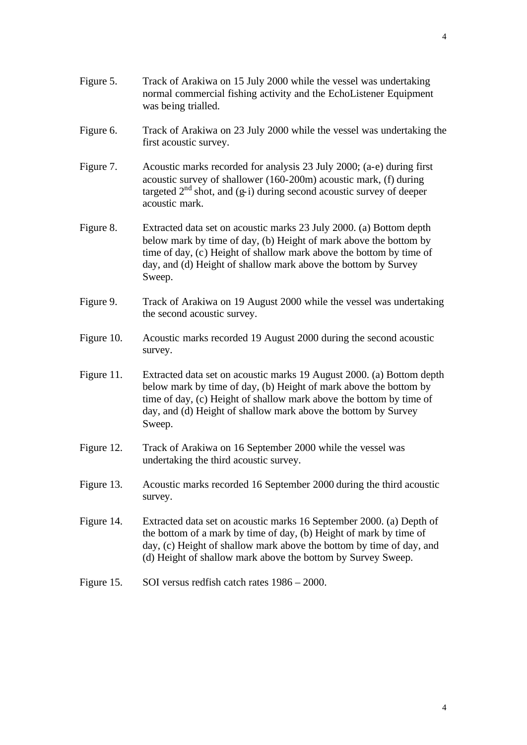Figure 5. Track of Arakiwa on 15 July 2000 while the vessel was undertaking normal commercial fishing activity and the EchoListener Equipment was being trialled.

Figure 6. Track of Arakiwa on 23 July 2000 while the vessel was undertaking the first acoustic survey.

Figure 7. Acoustic marks recorded for analysis 23 July 2000; (a-e) during first acoustic survey of shallower (160-200m) acoustic mark, (f) during targeted 2nd shot, and (g-i) during second acoustic survey of deeper acoustic mark.

Figure 8. Extracted data set on acoustic marks 23 July 2000. (a) Bottom depth below mark by time of day, (b) Height of mark above the bottom by time of day, (c) Height of shallow mark above the bottom by time of day, and (d) Height of shallow mark above the bottom by Survey Sweep.

Figure 9. Track of Arakiwa on 19 August 2000 while the vessel was undertaking the second acoustic survey.

Figure 10. Acoustic marks recorded 19 August 2000 during the second acoustic survey.

Figure 11. Extracted data set on acoustic marks 19 August 2000. (a) Bottom depth below mark by time of day, (b) Height of mark above the bottom by time of day, (c) Height of shallow mark above the bottom by time of day, and (d) Height of shallow mark above the bottom by Survey Sweep.

Figure 12. Track of Arakiwa on 16 September 2000 while the vessel was undertaking the third acoustic survey.

Figure 13. Acoustic marks recorded 16 September 2000 during the third acoustic survey.

Figure 14. Extracted data set on acoustic marks 16 September 2000. (a) Depth of the bottom of a mark by time of day, (b) Height of mark by time of day, (c) Height of shallow mark above the bottom by time of day, and (d) Height of shallow mark above the bottom by Survey Sweep.

Figure 15. SOI versus redfish catch rates 1986 – 2000.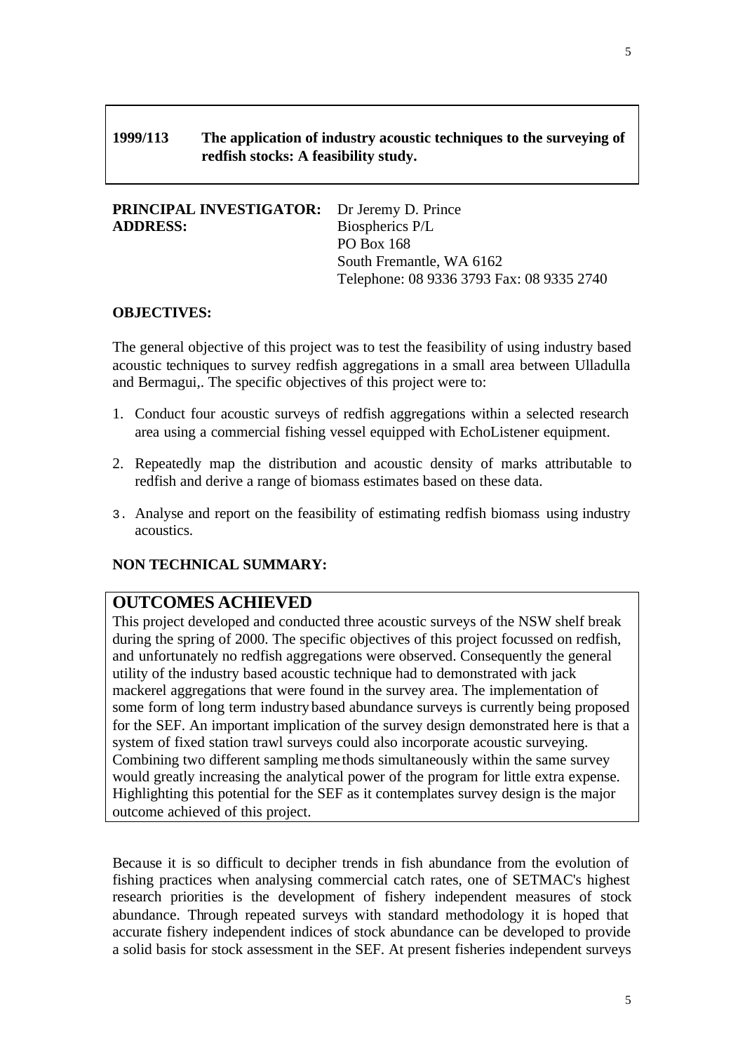## 1999/113 The application of industry acoustic techniques to the surveying of redfish stocks: A feasibility study.

**PRINCIPAL INVESTIGATOR:** Dr Jeremy D. Prince

**ADDRESS:** Biospherics P/L
PO Box 168
South Fremantle, WA 6162
Telephone: 08 9336 3793 Fax: 08 9335 2740

### OBJECTIVES:

The general objective of this project was to test the feasibility of using industry based acoustic techniques to survey redfish aggregations in a small area between Ulladulla and Bermagui,. The specific objectives of this project were to:

1. Conduct four acoustic surveys of redfish aggregations within a selected research area using a commercial fishing vessel equipped with EchoListener equipment.
2. Repeatedly map the distribution and acoustic density of marks attributable to redfish and derive a range of biomass estimates based on these data.
3. Analyse and report on the feasibility of estimating redfish biomass using industry acoustics.

### NON TECHNICAL SUMMARY:

## OUTCOMES ACHIEVED

This project developed and conducted three acoustic surveys of the NSW shelf break during the spring of 2000. The specific objectives of this project focussed on redfish, and unfortunately no redfish aggregations were observed. Consequently the general utility of the industry based acoustic technique had to demonstrated with jack mackerel aggregations that were found in the survey area. The implementation of some form of long term industry based abundance surveys is currently being proposed for the SEF. An important implication of the survey design demonstrated here is that a system of fixed station trawl surveys could also incorporate acoustic surveying. Combining two different sampling methods simultaneously within the same survey would greatly increasing the analytical power of the program for little extra expense. Highlighting this potential for the SEF as it contemplates survey design is the major outcome achieved of this project.

Because it is so difficult to decipher trends in fish abundance from the evolution of fishing practices when analysing commercial catch rates, one of SETMAC's highest research priorities is the development of fishery independent measures of stock abundance. Through repeated surveys with standard methodology it is hoped that accurate fishery independent indices of stock abundance can be developed to provide a solid basis for stock assessment in the SEF. At present fisheries independent surveys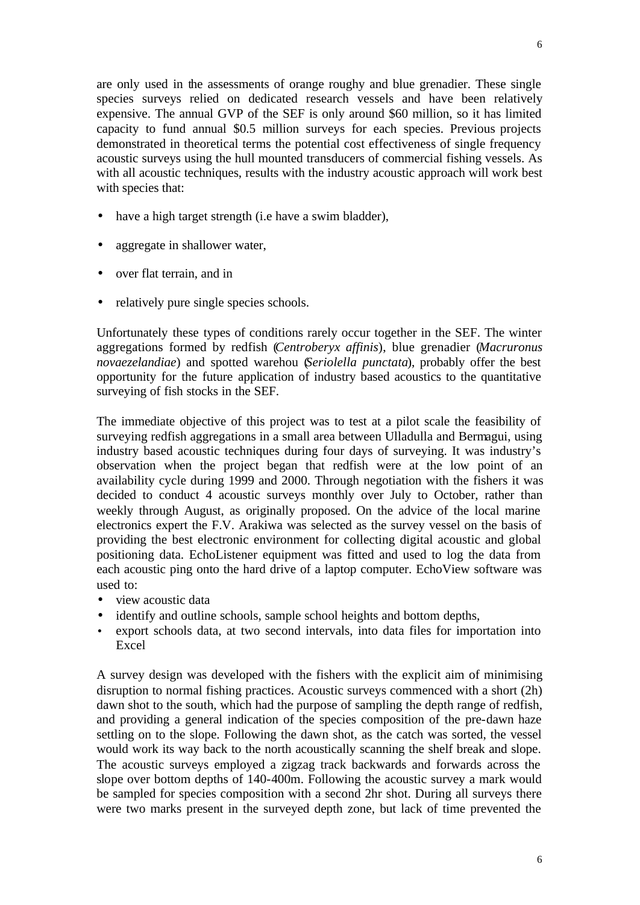are only used in the assessments of orange roughy and blue grenadier. These single species surveys relied on dedicated research vessels and have been relatively expensive. The annual GVP of the SEF is only around $60 million, so it has limited capacity to fund annual $0.5 million surveys for each species. Previous projects demonstrated in theoretical terms the potential cost effectiveness of single frequency acoustic surveys using the hull mounted transducers of commercial fishing vessels. As with all acoustic techniques, results with the industry acoustic approach will work best with species that:

- have a high target strength (i.e have a swim bladder),
- aggregate in shallower water,
- over flat terrain, and in
- relatively pure single species schools.

Unfortunately these types of conditions rarely occur together in the SEF. The winter aggregations formed by redfish (*Centroberyx affinis*), blue grenadier (*Macruronus novaezelandiae*) and spotted warehou (*Seriolella punctata*), probably offer the best opportunity for the future application of industry based acoustics to the quantitative surveying of fish stocks in the SEF.

The immediate objective of this project was to test at a pilot scale the feasibility of surveying redfish aggregations in a small area between Ulladulla and Bermagui, using industry based acoustic techniques during four days of surveying. It was industry's observation when the project began that redfish were at the low point of an availability cycle during 1999 and 2000. Through negotiation with the fishers it was decided to conduct 4 acoustic surveys monthly over July to October, rather than weekly through August, as originally proposed. On the advice of the local marine electronics expert the F.V. Arakiwa was selected as the survey vessel on the basis of providing the best electronic environment for collecting digital acoustic and global positioning data. EchoListener equipment was fitted and used to log the data from each acoustic ping onto the hard drive of a laptop computer. EchoView software was used to:

- view acoustic data
- identify and outline schools, sample school heights and bottom depths,
- export schools data, at two second intervals, into data files for importation into Excel

A survey design was developed with the fishers with the explicit aim of minimising disruption to normal fishing practices. Acoustic surveys commenced with a short (2h) dawn shot to the south, which had the purpose of sampling the depth range of redfish, and providing a general indication of the species composition of the pre-dawn haze settling on to the slope. Following the dawn shot, as the catch was sorted, the vessel would work its way back to the north acoustically scanning the shelf break and slope. The acoustic surveys employed a zigzag track backwards and forwards across the slope over bottom depths of 140-400m. Following the acoustic survey a mark would be sampled for species composition with a second 2hr shot. During all surveys there were two marks present in the surveyed depth zone, but lack of time prevented the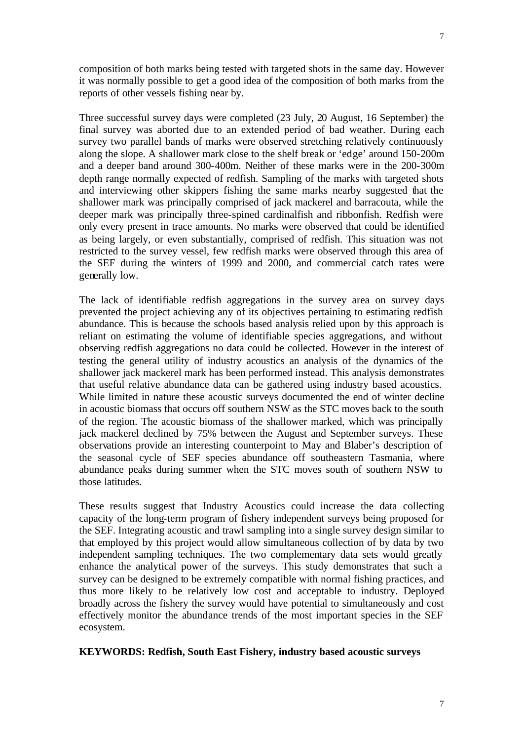composition of both marks being tested with targeted shots in the same day. However it was normally possible to get a good idea of the composition of both marks from the reports of other vessels fishing near by.

Three successful survey days were completed (23 July, 20 August, 16 September) the final survey was aborted due to an extended period of bad weather. During each survey two parallel bands of marks were observed stretching relatively continuously along the slope. A shallower mark close to the shelf break or 'edge' around 150-200m and a deeper band around 300-400m. Neither of these marks were in the 200-300m depth range normally expected of redfish. Sampling of the marks with targeted shots and interviewing other skippers fishing the same marks nearby suggested that the shallower mark was principally comprised of jack mackerel and barracouta, while the deeper mark was principally three-spined cardinalfish and ribbonfish. Redfish were only every present in trace amounts. No marks were observed that could be identified as being largely, or even substantially, comprised of redfish. This situation was not restricted to the survey vessel, few redfish marks were observed through this area of the SEF during the winters of 1999 and 2000, and commercial catch rates were generally low.

The lack of identifiable redfish aggregations in the survey area on survey days prevented the project achieving any of its objectives pertaining to estimating redfish abundance. This is because the schools based analysis relied upon by this approach is reliant on estimating the volume of identifiable species aggregations, and without observing redfish aggregations no data could be collected. However in the interest of testing the general utility of industry acoustics an analysis of the dynamics of the shallower jack mackerel mark has been performed instead. This analysis demonstrates that useful relative abundance data can be gathered using industry based acoustics. While limited in nature these acoustic surveys documented the end of winter decline in acoustic biomass that occurs off southern NSW as the STC moves back to the south of the region. The acoustic biomass of the shallower marked, which was principally jack mackerel declined by 75% between the August and September surveys. These observations provide an interesting counterpoint to May and Blaber's description of the seasonal cycle of SEF species abundance off southeastern Tasmania, where abundance peaks during summer when the STC moves south of southern NSW to those latitudes.

These results suggest that Industry Acoustics could increase the data collecting capacity of the long-term program of fishery independent surveys being proposed for the SEF. Integrating acoustic and trawl sampling into a single survey design similar to that employed by this project would allow simultaneous collection of by data by two independent sampling techniques. The two complementary data sets would greatly enhance the analytical power of the surveys. This study demonstrates that such a survey can be designed to be extremely compatible with normal fishing practices, and thus more likely to be relatively low cost and acceptable to industry. Deployed broadly across the fishery the survey would have potential to simultaneously and cost effectively monitor the abundance trends of the most important species in the SEF ecosystem.

**KEYWORDS: Redfish, South East Fishery, industry based acoustic surveys**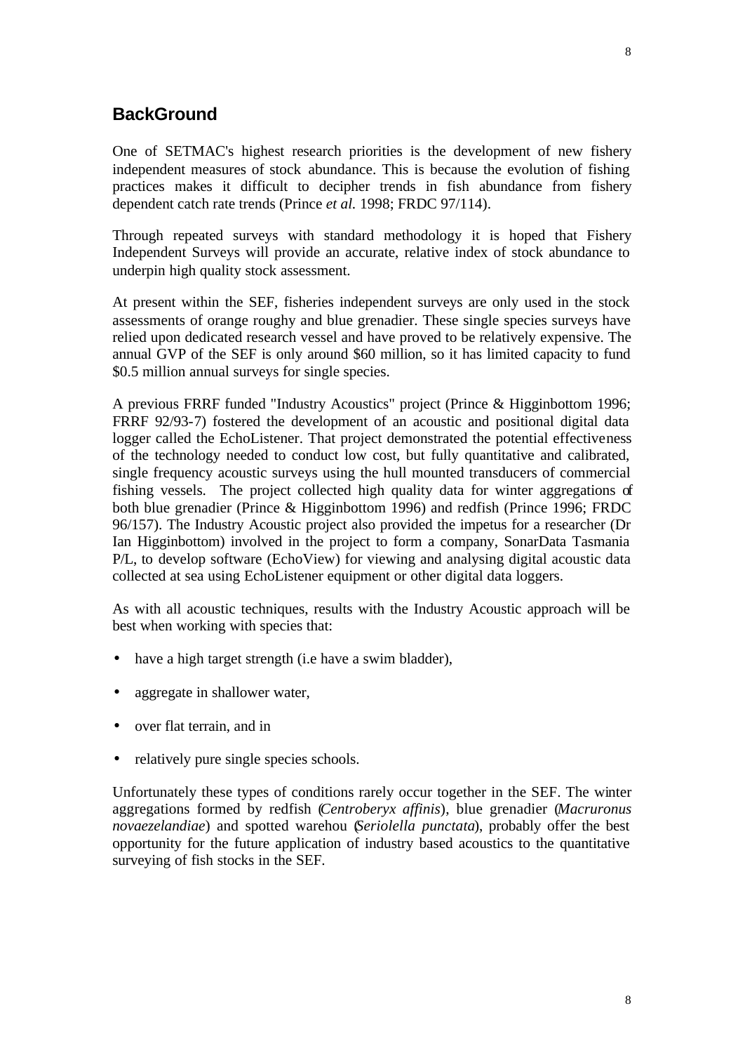## BackGround

One of SETMAC's highest research priorities is the development of new fishery independent measures of stock abundance. This is because the evolution of fishing practices makes it difficult to decipher trends in fish abundance from fishery dependent catch rate trends (Prince *et al.* 1998; FRDC 97/114).

Through repeated surveys with standard methodology it is hoped that Fishery Independent Surveys will provide an accurate, relative index of stock abundance to underpin high quality stock assessment.

At present within the SEF, fisheries independent surveys are only used in the stock assessments of orange roughy and blue grenadier. These single species surveys have relied upon dedicated research vessel and have proved to be relatively expensive. The annual GVP of the SEF is only around $60 million, so it has limited capacity to fund $0.5 million annual surveys for single species.

A previous FRRF funded "Industry Acoustics" project (Prince & Higginbottom 1996; FRRF 92/93-7) fostered the development of an acoustic and positional digital data logger called the EchoListener. That project demonstrated the potential effectiveness of the technology needed to conduct low cost, but fully quantitative and calibrated, single frequency acoustic surveys using the hull mounted transducers of commercial fishing vessels. The project collected high quality data for winter aggregations of both blue grenadier (Prince & Higginbottom 1996) and redfish (Prince 1996; FRDC 96/157). The Industry Acoustic project also provided the impetus for a researcher (Dr Ian Higginbottom) involved in the project to form a company, SonarData Tasmania P/L, to develop software (EchoView) for viewing and analysing digital acoustic data collected at sea using EchoListener equipment or other digital data loggers.

As with all acoustic techniques, results with the Industry Acoustic approach will be best when working with species that:

- have a high target strength (i.e have a swim bladder),
- aggregate in shallower water,
- over flat terrain, and in
- relatively pure single species schools.

Unfortunately these types of conditions rarely occur together in the SEF. The winter aggregations formed by redfish (*Centroberyx affinis*), blue grenadier (*Macruronus novaezelandiae*) and spotted warehou (*Seriolella punctata*), probably offer the best opportunity for the future application of industry based acoustics to the quantitative surveying of fish stocks in the SEF.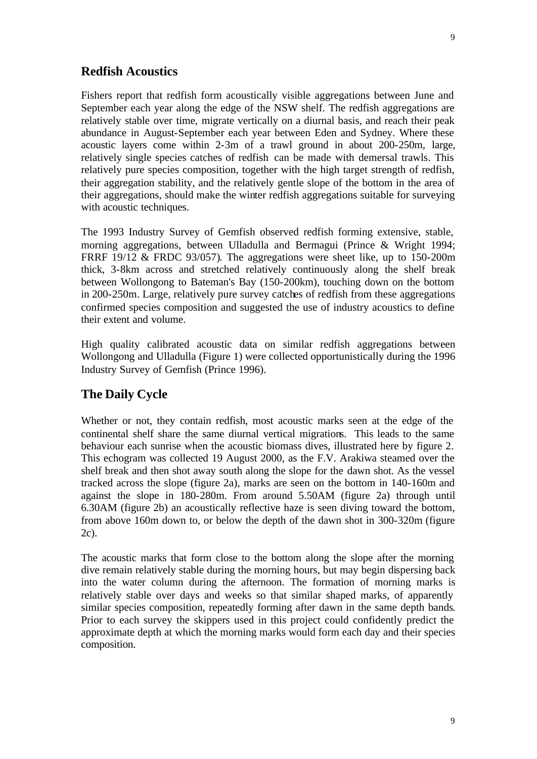## Redfish Acoustics

Fishers report that redfish form acoustically visible aggregations between June and September each year along the edge of the NSW shelf. The redfish aggregations are relatively stable over time, migrate vertically on a diurnal basis, and reach their peak abundance in August-September each year between Eden and Sydney. Where these acoustic layers come within 2-3m of a trawl ground in about 200-250m, large, relatively single species catches of redfish can be made with demersal trawls. This relatively pure species composition, together with the high target strength of redfish, their aggregation stability, and the relatively gentle slope of the bottom in the area of their aggregations, should make the winter redfish aggregations suitable for surveying with acoustic techniques.

The 1993 Industry Survey of Gemfish observed redfish forming extensive, stable, morning aggregations, between Ulladulla and Bermagui (Prince & Wright 1994; FRRF 19/12 & FRDC 93/057). The aggregations were sheet like, up to 150-200m thick, 3-8km across and stretched relatively continuously along the shelf break between Wollongong to Bateman's Bay (150-200km), touching down on the bottom in 200-250m. Large, relatively pure survey catches of redfish from these aggregations confirmed species composition and suggested the use of industry acoustics to define their extent and volume.

High quality calibrated acoustic data on similar redfish aggregations between Wollongong and Ulladulla (Figure 1) were collected opportunistically during the 1996 Industry Survey of Gemfish (Prince 1996).

## The Daily Cycle

Whether or not, they contain redfish, most acoustic marks seen at the edge of the continental shelf share the same diurnal vertical migrations. This leads to the same behaviour each sunrise when the acoustic biomass dives, illustrated here by figure 2. This echogram was collected 19 August 2000, as the F.V. Arakiwa steamed over the shelf break and then shot away south along the slope for the dawn shot. As the vessel tracked across the slope (figure 2a), marks are seen on the bottom in 140-160m and against the slope in 180-280m. From around 5.50AM (figure 2a) through until 6.30AM (figure 2b) an acoustically reflective haze is seen diving toward the bottom, from above 160m down to, or below the depth of the dawn shot in 300-320m (figure 2c).

The acoustic marks that form close to the bottom along the slope after the morning dive remain relatively stable during the morning hours, but may begin dispersing back into the water column during the afternoon. The formation of morning marks is relatively stable over days and weeks so that similar shaped marks, of apparently similar species composition, repeatedly forming after dawn in the same depth bands. Prior to each survey the skippers used in this project could confidently predict the approximate depth at which the morning marks would form each day and their species composition.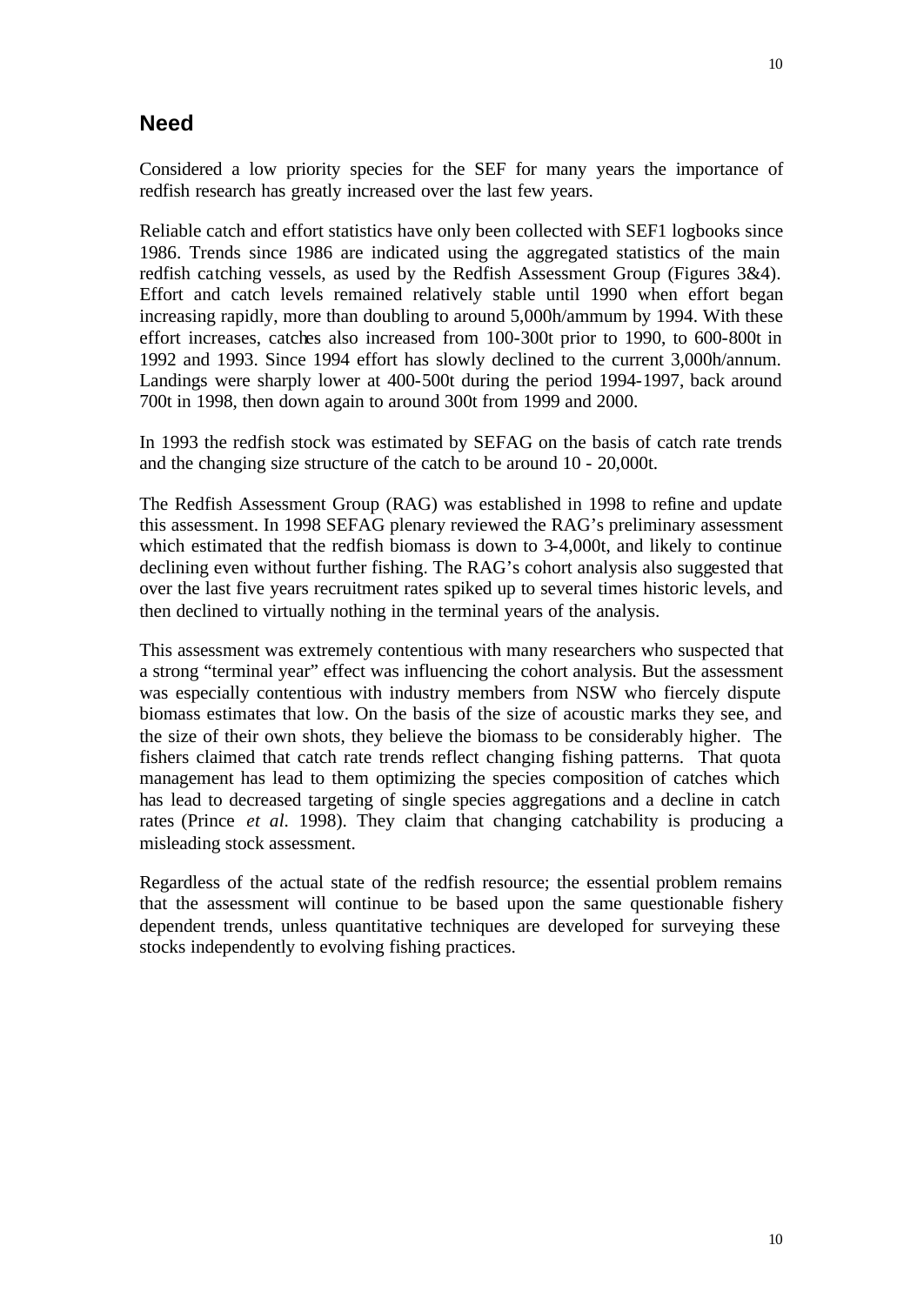## Need

Considered a low priority species for the SEF for many years the importance of redfish research has greatly increased over the last few years.

Reliable catch and effort statistics have only been collected with SEF1 logbooks since 1986. Trends since 1986 are indicated using the aggregated statistics of the main redfish catching vessels, as used by the Redfish Assessment Group (Figures 3&4). Effort and catch levels remained relatively stable until 1990 when effort began increasing rapidly, more than doubling to around 5,000h/ammum by 1994. With these effort increases, catches also increased from 100-300t prior to 1990, to 600-800t in 1992 and 1993. Since 1994 effort has slowly declined to the current 3,000h/annum. Landings were sharply lower at 400-500t during the period 1994-1997, back around 700t in 1998, then down again to around 300t from 1999 and 2000.

In 1993 the redfish stock was estimated by SEFAG on the basis of catch rate trends and the changing size structure of the catch to be around 10 - 20,000t.

The Redfish Assessment Group (RAG) was established in 1998 to refine and update this assessment. In 1998 SEFAG plenary reviewed the RAG's preliminary assessment which estimated that the redfish biomass is down to 3-4,000t, and likely to continue declining even without further fishing. The RAG's cohort analysis also suggested that over the last five years recruitment rates spiked up to several times historic levels, and then declined to virtually nothing in the terminal years of the analysis.

This assessment was extremely contentious with many researchers who suspected that a strong "terminal year" effect was influencing the cohort analysis. But the assessment was especially contentious with industry members from NSW who fiercely dispute biomass estimates that low. On the basis of the size of acoustic marks they see, and the size of their own shots, they believe the biomass to be considerably higher. The fishers claimed that catch rate trends reflect changing fishing patterns. That quota management has lead to them optimizing the species composition of catches which has lead to decreased targeting of single species aggregations and a decline in catch rates (Prince *et al.* 1998). They claim that changing catchability is producing a misleading stock assessment.

Regardless of the actual state of the redfish resource; the essential problem remains that the assessment will continue to be based upon the same questionable fishery dependent trends, unless quantitative techniques are developed for surveying these stocks independently to evolving fishing practices.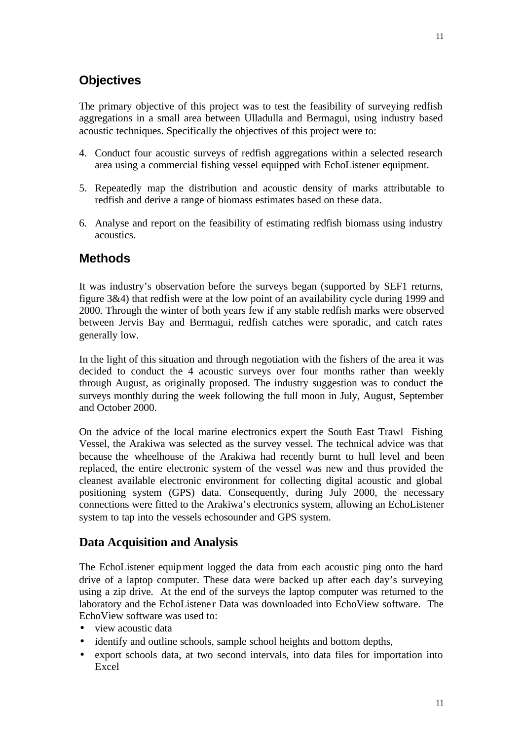## Objectives

The primary objective of this project was to test the feasibility of surveying redfish aggregations in a small area between Ulladulla and Bermagui, using industry based acoustic techniques. Specifically the objectives of this project were to:

4. Conduct four acoustic surveys of redfish aggregations within a selected research area using a commercial fishing vessel equipped with EchoListener equipment.

5. Repeatedly map the distribution and acoustic density of marks attributable to redfish and derive a range of biomass estimates based on these data.

6. Analyse and report on the feasibility of estimating redfish biomass using industry acoustics.

## Methods

It was industry's observation before the surveys began (supported by SEF1 returns, figure 3&4) that redfish were at the low point of an availability cycle during 1999 and 2000. Through the winter of both years few if any stable redfish marks were observed between Jervis Bay and Bermagui, redfish catches were sporadic, and catch rates generally low.

In the light of this situation and through negotiation with the fishers of the area it was decided to conduct the 4 acoustic surveys over four months rather than weekly through August, as originally proposed. The industry suggestion was to conduct the surveys monthly during the week following the full moon in July, August, September and October 2000.

On the advice of the local marine electronics expert the South East Trawl Fishing Vessel, the Arakiwa was selected as the survey vessel. The technical advice was that because the wheelhouse of the Arakiwa had recently burnt to hull level and been replaced, the entire electronic system of the vessel was new and thus provided the cleanest available electronic environment for collecting digital acoustic and global positioning system (GPS) data. Consequently, during July 2000, the necessary connections were fitted to the Arakiwa's electronics system, allowing an EchoListener system to tap into the vessels echosounder and GPS system.

## Data Acquisition and Analysis

The EchoListener equipment logged the data from each acoustic ping onto the hard drive of a laptop computer. These data were backed up after each day's surveying using a zip drive. At the end of the surveys the laptop computer was returned to the laboratory and the EchoListener Data was downloaded into EchoView software. The EchoView software was used to:

- view acoustic data
- identify and outline schools, sample school heights and bottom depths,
- export schools data, at two second intervals, into data files for importation into Excel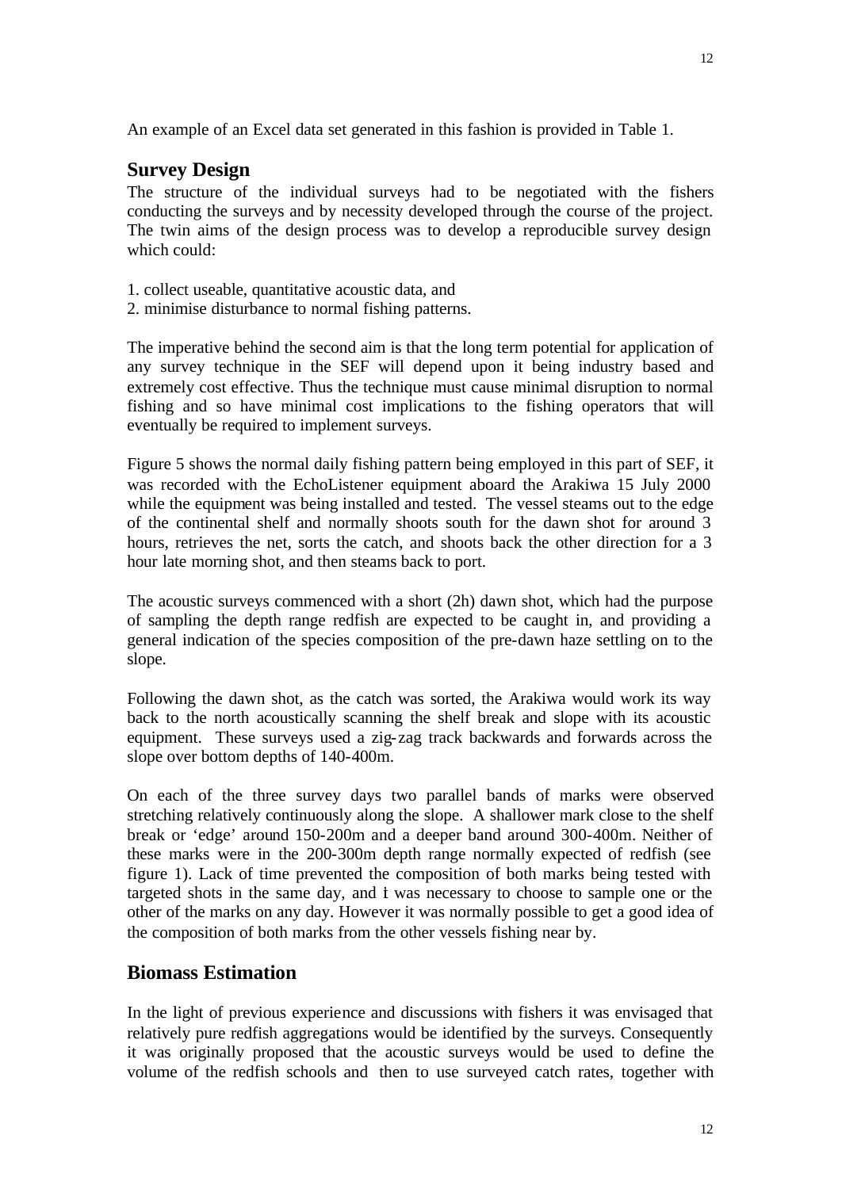An example of an Excel data set generated in this fashion is provided in Table 1.

## Survey Design

The structure of the individual surveys had to be negotiated with the fishers conducting the surveys and by necessity developed through the course of the project. The twin aims of the design process was to develop a reproducible survey design which could:

1. collect useable, quantitative acoustic data, and
2. minimise disturbance to normal fishing patterns.

The imperative behind the second aim is that the long term potential for application of any survey technique in the SEF will depend upon it being industry based and extremely cost effective. Thus the technique must cause minimal disruption to normal fishing and so have minimal cost implications to the fishing operators that will eventually be required to implement surveys.

Figure 5 shows the normal daily fishing pattern being employed in this part of SEF, it was recorded with the EchoListener equipment aboard the Arakiwa 15 July 2000 while the equipment was being installed and tested. The vessel steams out to the edge of the continental shelf and normally shoots south for the dawn shot for around 3 hours, retrieves the net, sorts the catch, and shoots back the other direction for a 3 hour late morning shot, and then steams back to port.

The acoustic surveys commenced with a short (2h) dawn shot, which had the purpose of sampling the depth range redfish are expected to be caught in, and providing a general indication of the species composition of the pre-dawn haze settling on to the slope.

Following the dawn shot, as the catch was sorted, the Arakiwa would work its way back to the north acoustically scanning the shelf break and slope with its acoustic equipment. These surveys used a zig-zag track backwards and forwards across the slope over bottom depths of 140-400m.

On each of the three survey days two parallel bands of marks were observed stretching relatively continuously along the slope. A shallower mark close to the shelf break or 'edge' around 150-200m and a deeper band around 300-400m. Neither of these marks were in the 200-300m depth range normally expected of redfish (see figure 1). Lack of time prevented the composition of both marks being tested with targeted shots in the same day, and it was necessary to choose to sample one or the other of the marks on any day. However it was normally possible to get a good idea of the composition of both marks from the other vessels fishing near by.

## Biomass Estimation

In the light of previous experience and discussions with fishers it was envisaged that relatively pure redfish aggregations would be identified by the surveys. Consequently it was originally proposed that the acoustic surveys would be used to define the volume of the redfish schools and then to use surveyed catch rates, together with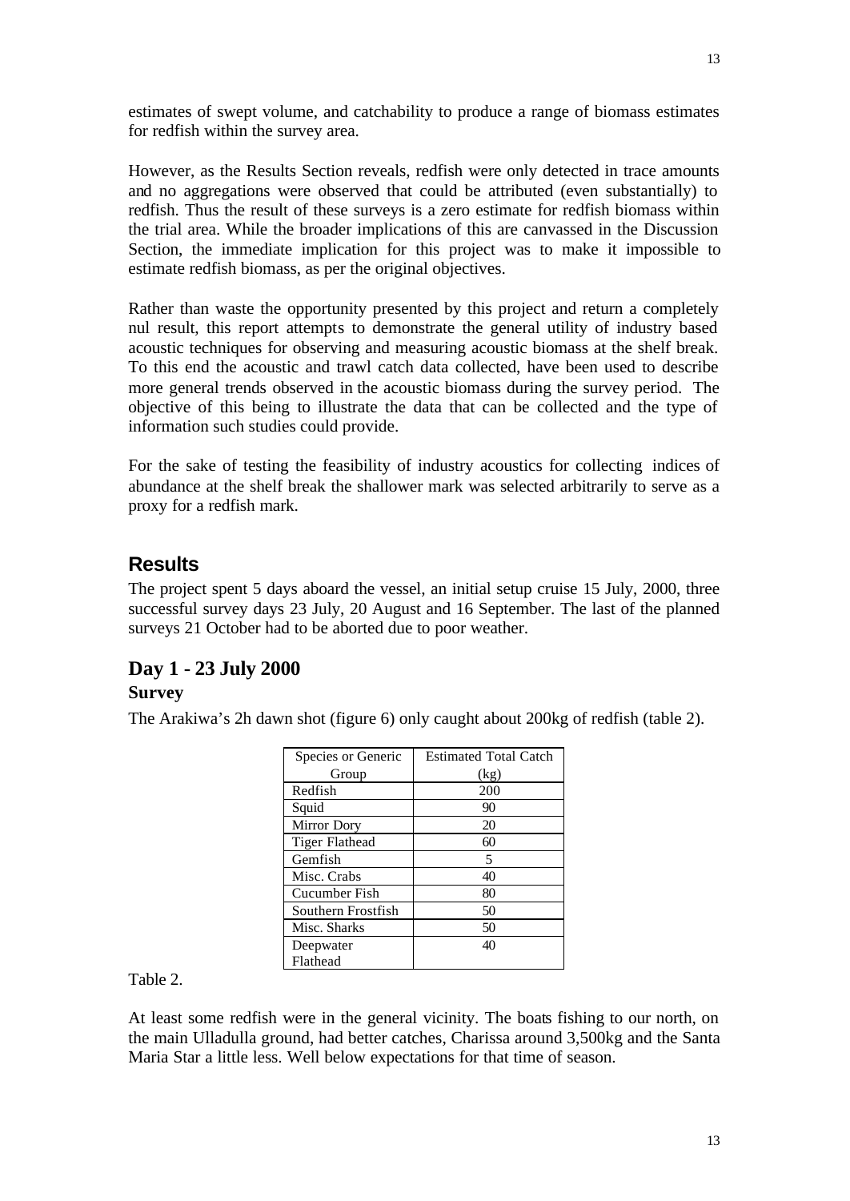estimates of swept volume, and catchability to produce a range of biomass estimates for redfish within the survey area.

However, as the Results Section reveals, redfish were only detected in trace amounts and no aggregations were observed that could be attributed (even substantially) to redfish. Thus the result of these surveys is a zero estimate for redfish biomass within the trial area. While the broader implications of this are canvassed in the Discussion Section, the immediate implication for this project was to make it impossible to estimate redfish biomass, as per the original objectives.

Rather than waste the opportunity presented by this project and return a completely nul result, this report attempts to demonstrate the general utility of industry based acoustic techniques for observing and measuring acoustic biomass at the shelf break. To this end the acoustic and trawl catch data collected, have been used to describe more general trends observed in the acoustic biomass during the survey period. The objective of this being to illustrate the data that can be collected and the type of information such studies could provide.

For the sake of testing the feasibility of industry acoustics for collecting indices of abundance at the shelf break the shallower mark was selected arbitrarily to serve as a proxy for a redfish mark.

## Results

The project spent 5 days aboard the vessel, an initial setup cruise 15 July, 2000, three successful survey days 23 July, 20 August and 16 September. The last of the planned surveys 21 October had to be aborted due to poor weather.

### Day 1 - 23 July 2000

#### Survey

The Arakiwa's 2h dawn shot (figure 6) only caught about 200kg of redfish (table 2).

| Species or Generic Group | Estimated Total Catch (kg) |
|---|---|
| Redfish | 200 |
| Squid | 90 |
| Mirror Dory | 20 |
| Tiger Flathead | 60 |
| Gemfish | 5 |
| Misc. Crabs | 40 |
| Cucumber Fish | 80 |
| Southern Frostfish | 50 |
| Misc. Sharks | 50 |
| Deepwater Flathead | 40 |

Table 2.

At least some redfish were in the general vicinity. The boats fishing to our north, on the main Ulladulla ground, had better catches, Charissa around 3,500kg and the Santa Maria Star a little less. Well below expectations for that time of season.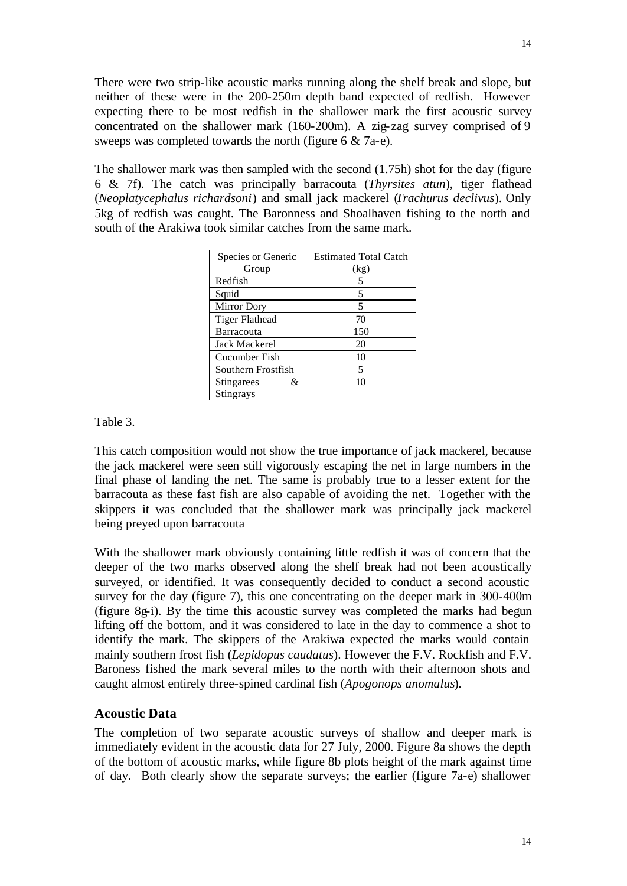There were two strip-like acoustic marks running along the shelf break and slope, but neither of these were in the 200-250m depth band expected of redfish. However expecting there to be most redfish in the shallower mark the first acoustic survey concentrated on the shallower mark (160-200m). A zig-zag survey comprised of 9 sweeps was completed towards the north (figure 6 & 7a-e).

The shallower mark was then sampled with the second (1.75h) shot for the day (figure 6 & 7f). The catch was principally barracouta (*Thyrsites atun*), tiger flathead (*Neoplatycephalus richardsoni*) and small jack mackerel (*Trachurus declivus*). Only 5kg of redfish was caught. The Baronness and Shoalhaven fishing to the north and south of the Arakiwa took similar catches from the same mark.

| Species or Generic Group | Estimated Total Catch (kg) |
|---|---|
| Redfish | 5 |
| Squid | 5 |
| Mirror Dory | 5 |
| Tiger Flathead | 70 |
| Barracouta | 150 |
| Jack Mackerel | 20 |
| Cucumber Fish | 10 |
| Southern Frostfish | 5 |
| Stingarees & Stingrays | 10 |

Table 3.

This catch composition would not show the true importance of jack mackerel, because the jack mackerel were seen still vigorously escaping the net in large numbers in the final phase of landing the net. The same is probably true to a lesser extent for the barracouta as these fast fish are also capable of avoiding the net. Together with the skippers it was concluded that the shallower mark was principally jack mackerel being preyed upon barracouta

With the shallower mark obviously containing little redfish it was of concern that the deeper of the two marks observed along the shelf break had not been acoustically surveyed, or identified. It was consequently decided to conduct a second acoustic survey for the day (figure 7), this one concentrating on the deeper mark in 300-400m (figure 8g-i). By the time this acoustic survey was completed the marks had begun lifting off the bottom, and it was considered to late in the day to commence a shot to identify the mark. The skippers of the Arakiwa expected the marks would contain mainly southern frost fish (*Lepidopus caudatus*). However the F.V. Rockfish and F.V. Baroness fished the mark several miles to the north with their afternoon shots and caught almost entirely three-spined cardinal fish (*Apogonops anomalus*).

## Acoustic Data

The completion of two separate acoustic surveys of shallow and deeper mark is immediately evident in the acoustic data for 27 July, 2000. Figure 8a shows the depth of the bottom of acoustic marks, while figure 8b plots height of the mark against time of day. Both clearly show the separate surveys; the earlier (figure 7a-e) shallower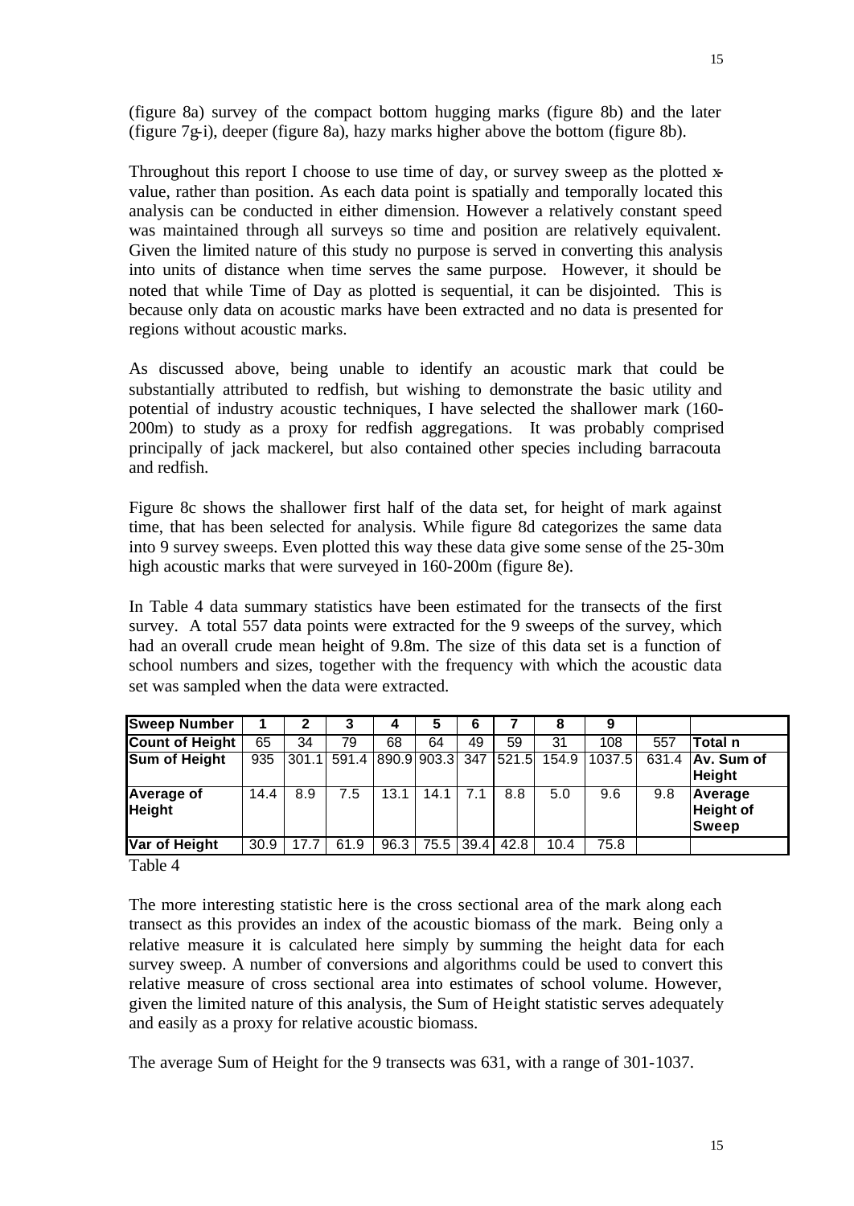(figure 8a) survey of the compact bottom hugging marks (figure 8b) and the later (figure 7g-i), deeper (figure 8a), hazy marks higher above the bottom (figure 8b).

Throughout this report I choose to use time of day, or survey sweep as the plotted x-value, rather than position. As each data point is spatially and temporally located this analysis can be conducted in either dimension. However a relatively constant speed was maintained through all surveys so time and position are relatively equivalent. Given the limited nature of this study no purpose is served in converting this analysis into units of distance when time serves the same purpose. However, it should be noted that while Time of Day as plotted is sequential, it can be disjointed. This is because only data on acoustic marks have been extracted and no data is presented for regions without acoustic marks.

As discussed above, being unable to identify an acoustic mark that could be substantially attributed to redfish, but wishing to demonstrate the basic utility and potential of industry acoustic techniques, I have selected the shallower mark (160-200m) to study as a proxy for redfish aggregations. It was probably comprised principally of jack mackerel, but also contained other species including barracouta and redfish.

Figure 8c shows the shallower first half of the data set, for height of mark against time, that has been selected for analysis. While figure 8d categorizes the same data into 9 survey sweeps. Even plotted this way these data give some sense of the 25-30m high acoustic marks that were surveyed in 160-200m (figure 8e).

In Table 4 data summary statistics have been estimated for the transects of the first survey. A total 557 data points were extracted for the 9 sweeps of the survey, which had an overall crude mean height of 9.8m. The size of this data set is a function of school numbers and sizes, together with the frequency with which the acoustic data set was sampled when the data were extracted.

| **Sweep Number** | **1** | **2** | **3** | **4** | **5** | **6** | **7** | **8** | **9** | | |
|---|---|---|---|---|---|---|---|---|---|---|---|
| **Count of Height** | 65 | 34 | 79 | 68 | 64 | 49 | 59 | 31 | 108 | 557 | **Total n** |
| **Sum of Height** | 935 | 301.1 | 591.4 | 890.9 | 903.3 | 347 | 521.5 | 154.9 | 1037.5 | 631.4 | **Av. Sum of Height** |
| **Average of Height** | 14.4 | 8.9 | 7.5 | 13.1 | 14.1 | 7.1 | 8.8 | 5.0 | 9.6 | 9.8 | **Average Height of Sweep** |
| **Var of Height** | 30.9 | 17.7 | 61.9 | 96.3 | 75.5 | 39.4 | 42.8 | 10.4 | 75.8 | | |

Table 4

The more interesting statistic here is the cross sectional area of the mark along each transect as this provides an index of the acoustic biomass of the mark. Being only a relative measure it is calculated here simply by summing the height data for each survey sweep. A number of conversions and algorithms could be used to convert this relative measure of cross sectional area into estimates of school volume. However, given the limited nature of this analysis, the Sum of Height statistic serves adequately and easily as a proxy for relative acoustic biomass.

The average Sum of Height for the 9 transects was 631, with a range of 301-1037.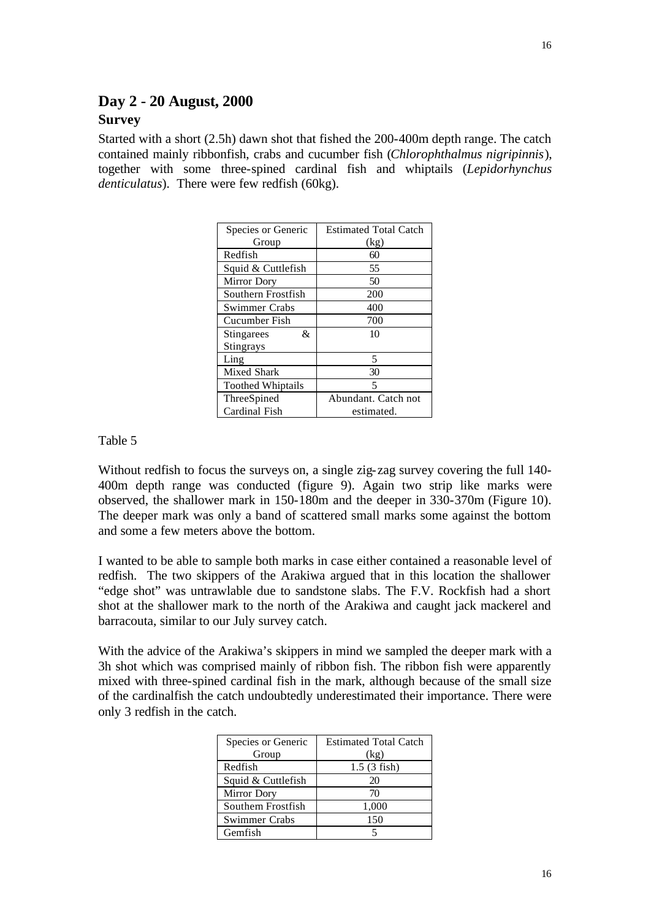## Day 2 - 20 August, 2000

### Survey

Started with a short (2.5h) dawn shot that fished the 200-400m depth range. The catch contained mainly ribbonfish, crabs and cucumber fish (*Chlorophthalmus nigripinnis*), together with some three-spined cardinal fish and whiptails (*Lepidorhynchus denticulatus*). There were few redfish (60kg).

| Species or Generic Group | Estimated Total Catch (kg) |
|---|---|
| Redfish | 60 |
| Squid & Cuttlefish | 55 |
| Mirror Dory | 50 |
| Southern Frostfish | 200 |
| Swimmer Crabs | 400 |
| Cucumber Fish | 700 |
| Stingarees & Stingrays | 10 |
| Ling | 5 |
| Mixed Shark | 30 |
| Toothed Whiptails | 5 |
| ThreeSpined Cardinal Fish | Abundant. Catch not estimated. |

Table 5

Without redfish to focus the surveys on, a single zig-zag survey covering the full 140-400m depth range was conducted (figure 9). Again two strip like marks were observed, the shallower mark in 150-180m and the deeper in 330-370m (Figure 10). The deeper mark was only a band of scattered small marks some against the bottom and some a few meters above the bottom.

I wanted to be able to sample both marks in case either contained a reasonable level of redfish. The two skippers of the Arakiwa argued that in this location the shallower "edge shot" was untrawlable due to sandstone slabs. The F.V. Rockfish had a short shot at the shallower mark to the north of the Arakiwa and caught jack mackerel and barracouta, similar to our July survey catch.

With the advice of the Arakiwa's skippers in mind we sampled the deeper mark with a 3h shot which was comprised mainly of ribbon fish. The ribbon fish were apparently mixed with three-spined cardinal fish in the mark, although because of the small size of the cardinalfish the catch undoubtedly underestimated their importance. There were only 3 redfish in the catch.

| Species or Generic Group | Estimated Total Catch (kg) |
|---|---|
| Redfish | 1.5 (3 fish) |
| Squid & Cuttlefish | 20 |
| Mirror Dory | 70 |
| Southern Frostfish | 1,000 |
| Swimmer Crabs | 150 |
| Gemfish | 5 |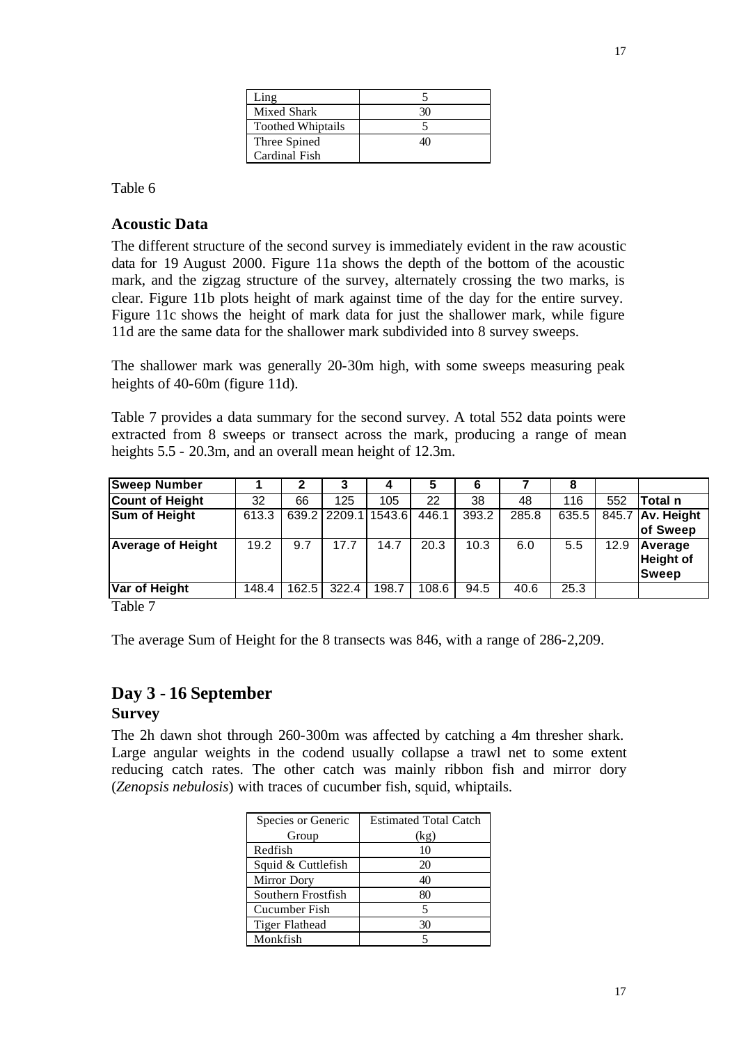| Ling | 5 |
| --- | --- |
| Mixed Shark | 30 |
| Toothed Whiptails | 5 |
| Three Spined Cardinal Fish | 40 |

Table 6

### Acoustic Data

The different structure of the second survey is immediately evident in the raw acoustic data for 19 August 2000. Figure 11a shows the depth of the bottom of the acoustic mark, and the zigzag structure of the survey, alternately crossing the two marks, is clear. Figure 11b plots height of mark against time of the day for the entire survey. Figure 11c shows the height of mark data for just the shallower mark, while figure 11d are the same data for the shallower mark subdivided into 8 survey sweeps.

The shallower mark was generally 20-30m high, with some sweeps measuring peak heights of 40-60m (figure 11d).

Table 7 provides a data summary for the second survey. A total 552 data points were extracted from 8 sweeps or transect across the mark, producing a range of mean heights 5.5 - 20.3m, and an overall mean height of 12.3m.

| **Sweep Number** | **1** | **2** | **3** | **4** | **5** | **6** | **7** | **8** | | |
| --- | --- | --- | --- | --- | --- | --- | --- | --- | --- | --- |
| **Count of Height** | 32 | 66 | 125 | 105 | 22 | 38 | 48 | 116 | 552 | **Total n** |
| **Sum of Height** | 613.3 | 639.2 | 2209.1 | 1543.6 | 446.1 | 393.2 | 285.8 | 635.5 | 845.7 | **Av. Height of Sweep** |
| **Average of Height** | 19.2 | 9.7 | 17.7 | 14.7 | 20.3 | 10.3 | 6.0 | 5.5 | 12.9 | **Average Height of Sweep** |
| **Var of Height** | 148.4 | 162.5 | 322.4 | 198.7 | 108.6 | 94.5 | 40.6 | 25.3 | | |

Table 7

The average Sum of Height for the 8 transects was 846, with a range of 286-2,209.

## Day 3 - 16 September

### Survey

The 2h dawn shot through 260-300m was affected by catching a 4m thresher shark. Large angular weights in the codend usually collapse a trawl net to some extent reducing catch rates. The other catch was mainly ribbon fish and mirror dory (*Zenopsis nebulosis*) with traces of cucumber fish, squid, whiptails.

| Species or Generic Group | Estimated Total Catch (kg) |
| --- | --- |
| Redfish | 10 |
| Squid & Cuttlefish | 20 |
| Mirror Dory | 40 |
| Southern Frostfish | 80 |
| Cucumber Fish | 5 |
| Tiger Flathead | 30 |
| Monkfish | 5 |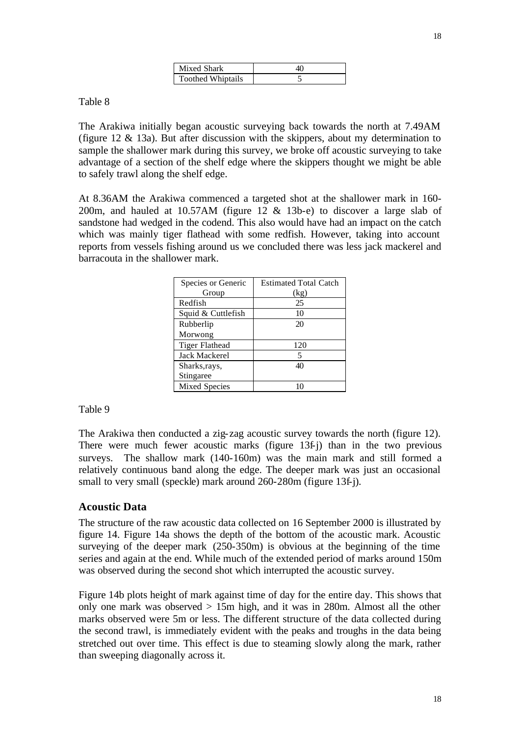| Mixed Shark | 40 |
|---|---|
| Toothed Whiptails | 5 |

Table 8

The Arakiwa initially began acoustic surveying back towards the north at 7.49AM (figure 12 & 13a). But after discussion with the skippers, about my determination to sample the shallower mark during this survey, we broke off acoustic surveying to take advantage of a section of the shelf edge where the skippers thought we might be able to safely trawl along the shelf edge.

At 8.36AM the Arakiwa commenced a targeted shot at the shallower mark in 160-200m, and hauled at 10.57AM (figure 12 & 13b-e) to discover a large slab of sandstone had wedged in the codend. This also would have had an impact on the catch which was mainly tiger flathead with some redfish. However, taking into account reports from vessels fishing around us we concluded there was less jack mackerel and barracouta in the shallower mark.

| Species or Generic Group | Estimated Total Catch (kg) |
|---|---|
| Redfish | 25 |
| Squid & Cuttlefish | 10 |
| Rubberlip Morwong | 20 |
| Tiger Flathead | 120 |
| Jack Mackerel | 5 |
| Sharks,rays, Stingaree | 40 |
| Mixed Species | 10 |

Table 9

The Arakiwa then conducted a zig-zag acoustic survey towards the north (figure 12). There were much fewer acoustic marks (figure 13f-j) than in the two previous surveys. The shallow mark (140-160m) was the main mark and still formed a relatively continuous band along the edge. The deeper mark was just an occasional small to very small (speckle) mark around 260-280m (figure 13f-j).

### Acoustic Data

The structure of the raw acoustic data collected on 16 September 2000 is illustrated by figure 14. Figure 14a shows the depth of the bottom of the acoustic mark. Acoustic surveying of the deeper mark (250-350m) is obvious at the beginning of the time series and again at the end. While much of the extended period of marks around 150m was observed during the second shot which interrupted the acoustic survey.

Figure 14b plots height of mark against time of day for the entire day. This shows that only one mark was observed > 15m high, and it was in 280m. Almost all the other marks observed were 5m or less. The different structure of the data collected during the second trawl, is immediately evident with the peaks and troughs in the data being stretched out over time. This effect is due to steaming slowly along the mark, rather than sweeping diagonally across it.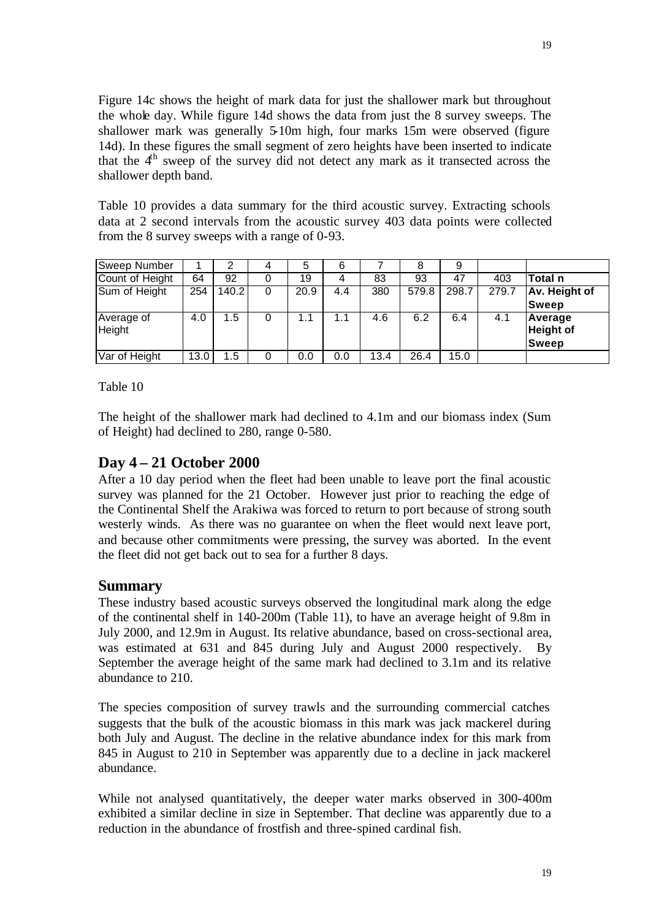Figure 14c shows the height of mark data for just the shallower mark but throughout the whole day. While figure 14d shows the data from just the 8 survey sweeps. The shallower mark was generally 5-10m high, four marks 15m were observed (figure 14d). In these figures the small segment of zero heights have been inserted to indicate that the 4th sweep of the survey did not detect any mark as it transected across the shallower depth band.

Table 10 provides a data summary for the third acoustic survey. Extracting schools data at 2 second intervals from the acoustic survey 403 data points were collected from the 8 survey sweeps with a range of 0-93.

| Sweep Number | 1 | 2 | 4 | 5 | 6 | 7 | 8 | 9 | | |
|---|---|---|---|---|---|---|---|---|---|---|
| Count of Height | 64 | 92 | 0 | 19 | 4 | 83 | 93 | 47 | 403 | **Total n** |
| Sum of Height | 254 | 140.2 | 0 | 20.9 | 4.4 | 380 | 579.8 | 298.7 | 279.7 | **Av. Height of Sweep** |
| Average of Height | 4.0 | 1.5 | 0 | 1.1 | 1.1 | 4.6 | 6.2 | 6.4 | 4.1 | **Average Height of Sweep** |
| Var of Height | 13.0 | 1.5 | 0 | 0.0 | 0.0 | 13.4 | 26.4 | 15.0 | | |

Table 10

The height of the shallower mark had declined to 4.1m and our biomass index (Sum of Height) had declined to 280, range 0-580.

## Day 4 – 21 October 2000

After a 10 day period when the fleet had been unable to leave port the final acoustic survey was planned for the 21 October. However just prior to reaching the edge of the Continental Shelf the Arakiwa was forced to return to port because of strong south westerly winds. As there was no guarantee on when the fleet would next leave port, and because other commitments were pressing, the survey was aborted. In the event the fleet did not get back out to sea for a further 8 days.

## Summary

These industry based acoustic surveys observed the longitudinal mark along the edge of the continental shelf in 140-200m (Table 11), to have an average height of 9.8m in July 2000, and 12.9m in August. Its relative abundance, based on cross-sectional area, was estimated at 631 and 845 during July and August 2000 respectively. By September the average height of the same mark had declined to 3.1m and its relative abundance to 210.

The species composition of survey trawls and the surrounding commercial catches suggests that the bulk of the acoustic biomass in this mark was jack mackerel during both July and August. The decline in the relative abundance index for this mark from 845 in August to 210 in September was apparently due to a decline in jack mackerel abundance.

While not analysed quantitatively, the deeper water marks observed in 300-400m exhibited a similar decline in size in September. That decline was apparently due to a reduction in the abundance of frostfish and three-spined cardinal fish.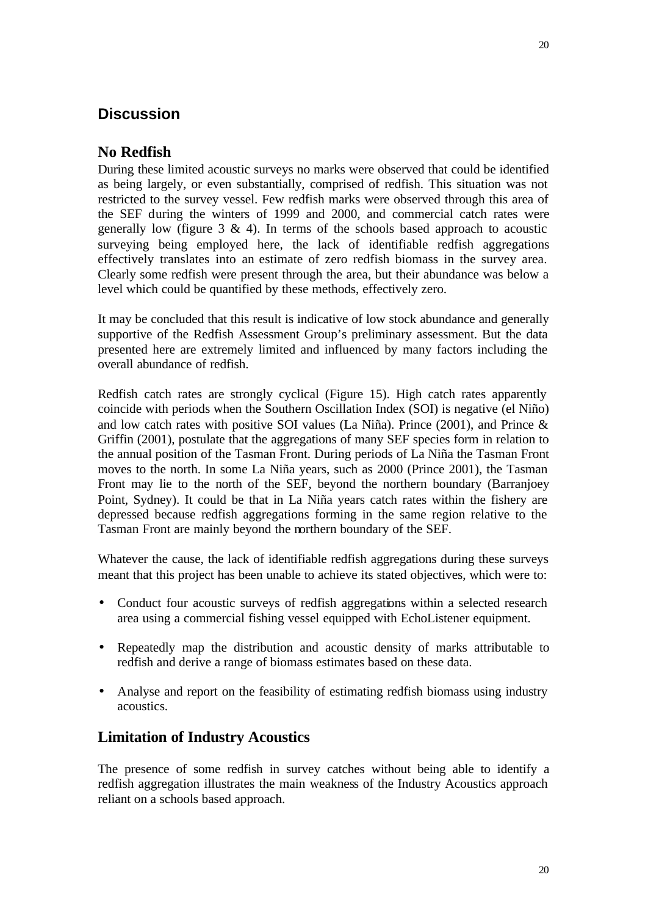## Discussion

### No Redfish

During these limited acoustic surveys no marks were observed that could be identified as being largely, or even substantially, comprised of redfish. This situation was not restricted to the survey vessel. Few redfish marks were observed through this area of the SEF during the winters of 1999 and 2000, and commercial catch rates were generally low (figure 3 & 4). In terms of the schools based approach to acoustic surveying being employed here, the lack of identifiable redfish aggregations effectively translates into an estimate of zero redfish biomass in the survey area. Clearly some redfish were present through the area, but their abundance was below a level which could be quantified by these methods, effectively zero.

It may be concluded that this result is indicative of low stock abundance and generally supportive of the Redfish Assessment Group's preliminary assessment. But the data presented here are extremely limited and influenced by many factors including the overall abundance of redfish.

Redfish catch rates are strongly cyclical (Figure 15). High catch rates apparently coincide with periods when the Southern Oscillation Index (SOI) is negative (el Niño) and low catch rates with positive SOI values (La Niña). Prince (2001), and Prince & Griffin (2001), postulate that the aggregations of many SEF species form in relation to the annual position of the Tasman Front. During periods of La Niña the Tasman Front moves to the north. In some La Niña years, such as 2000 (Prince 2001), the Tasman Front may lie to the north of the SEF, beyond the northern boundary (Barranjoey Point, Sydney). It could be that in La Niña years catch rates within the fishery are depressed because redfish aggregations forming in the same region relative to the Tasman Front are mainly beyond the northern boundary of the SEF.

Whatever the cause, the lack of identifiable redfish aggregations during these surveys meant that this project has been unable to achieve its stated objectives, which were to:

- Conduct four acoustic surveys of redfish aggregations within a selected research area using a commercial fishing vessel equipped with EchoListener equipment.
- Repeatedly map the distribution and acoustic density of marks attributable to redfish and derive a range of biomass estimates based on these data.
- Analyse and report on the feasibility of estimating redfish biomass using industry acoustics.

### Limitation of Industry Acoustics

The presence of some redfish in survey catches without being able to identify a redfish aggregation illustrates the main weakness of the Industry Acoustics approach reliant on a schools based approach.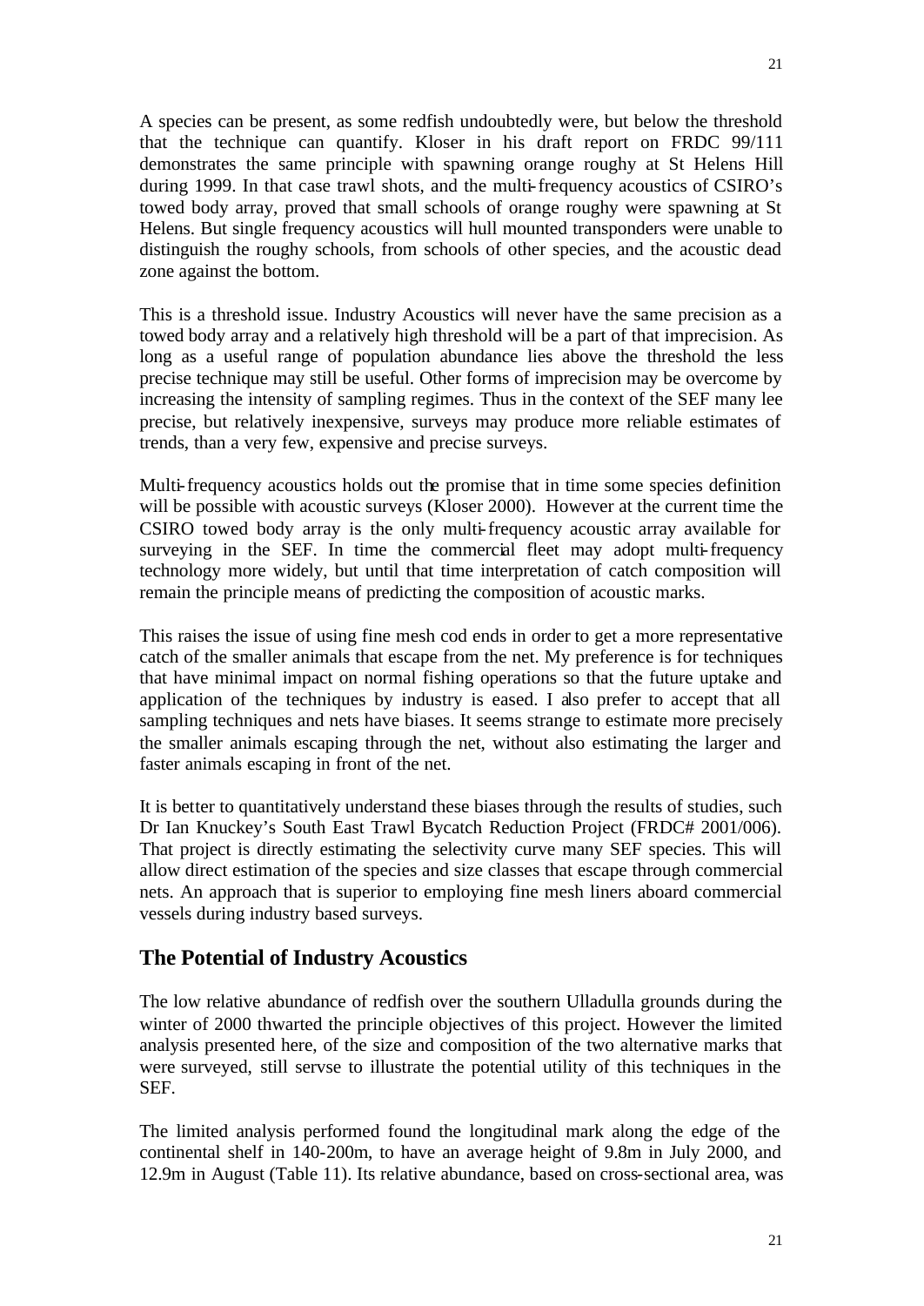A species can be present, as some redfish undoubtedly were, but below the threshold that the technique can quantify. Kloser in his draft report on FRDC 99/111 demonstrates the same principle with spawning orange roughy at St Helens Hill during 1999. In that case trawl shots, and the multi-frequency acoustics of CSIRO's towed body array, proved that small schools of orange roughy were spawning at St Helens. But single frequency acoustics will hull mounted transponders were unable to distinguish the roughy schools, from schools of other species, and the acoustic dead zone against the bottom.

This is a threshold issue. Industry Acoustics will never have the same precision as a towed body array and a relatively high threshold will be a part of that imprecision. As long as a useful range of population abundance lies above the threshold the less precise technique may still be useful. Other forms of imprecision may be overcome by increasing the intensity of sampling regimes. Thus in the context of the SEF many lee precise, but relatively inexpensive, surveys may produce more reliable estimates of trends, than a very few, expensive and precise surveys.

Multi-frequency acoustics holds out the promise that in time some species definition will be possible with acoustic surveys (Kloser 2000). However at the current time the CSIRO towed body array is the only multi-frequency acoustic array available for surveying in the SEF. In time the commercial fleet may adopt multi-frequency technology more widely, but until that time interpretation of catch composition will remain the principle means of predicting the composition of acoustic marks.

This raises the issue of using fine mesh cod ends in order to get a more representative catch of the smaller animals that escape from the net. My preference is for techniques that have minimal impact on normal fishing operations so that the future uptake and application of the techniques by industry is eased. I also prefer to accept that all sampling techniques and nets have biases. It seems strange to estimate more precisely the smaller animals escaping through the net, without also estimating the larger and faster animals escaping in front of the net.

It is better to quantitatively understand these biases through the results of studies, such Dr Ian Knuckey's South East Trawl Bycatch Reduction Project (FRDC# 2001/006). That project is directly estimating the selectivity curve many SEF species. This will allow direct estimation of the species and size classes that escape through commercial nets. An approach that is superior to employing fine mesh liners aboard commercial vessels during industry based surveys.

## The Potential of Industry Acoustics

The low relative abundance of redfish over the southern Ulladulla grounds during the winter of 2000 thwarted the principle objectives of this project. However the limited analysis presented here, of the size and composition of the two alternative marks that were surveyed, still servse to illustrate the potential utility of this techniques in the SEF.

The limited analysis performed found the longitudinal mark along the edge of the continental shelf in 140-200m, to have an average height of 9.8m in July 2000, and 12.9m in August (Table 11). Its relative abundance, based on cross-sectional area, was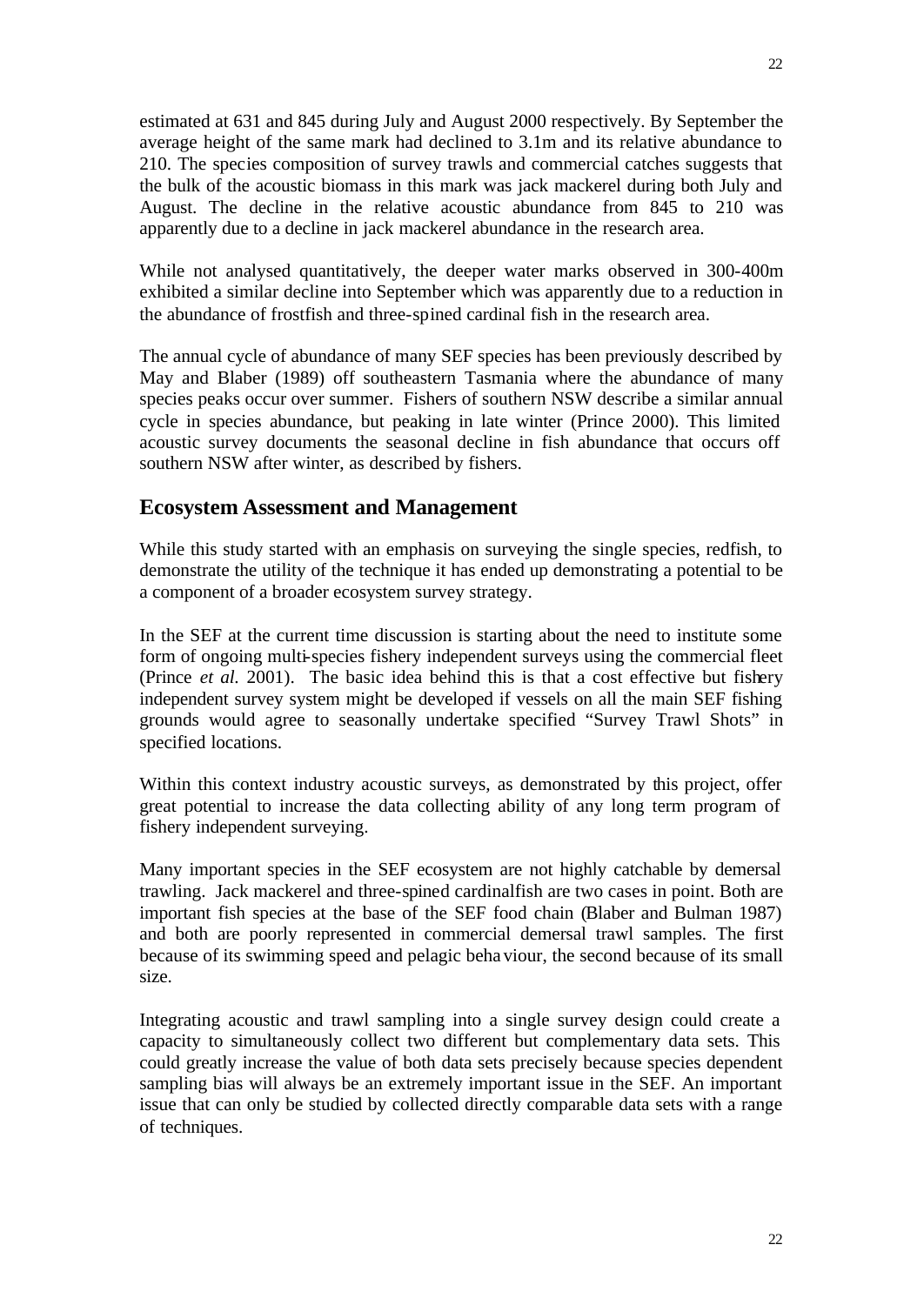estimated at 631 and 845 during July and August 2000 respectively. By September the average height of the same mark had declined to 3.1m and its relative abundance to 210. The species composition of survey trawls and commercial catches suggests that the bulk of the acoustic biomass in this mark was jack mackerel during both July and August. The decline in the relative acoustic abundance from 845 to 210 was apparently due to a decline in jack mackerel abundance in the research area.

While not analysed quantitatively, the deeper water marks observed in 300-400m exhibited a similar decline into September which was apparently due to a reduction in the abundance of frostfish and three-spined cardinal fish in the research area.

The annual cycle of abundance of many SEF species has been previously described by May and Blaber (1989) off southeastern Tasmania where the abundance of many species peaks occur over summer. Fishers of southern NSW describe a similar annual cycle in species abundance, but peaking in late winter (Prince 2000). This limited acoustic survey documents the seasonal decline in fish abundance that occurs off southern NSW after winter, as described by fishers.

## Ecosystem Assessment and Management

While this study started with an emphasis on surveying the single species, redfish, to demonstrate the utility of the technique it has ended up demonstrating a potential to be a component of a broader ecosystem survey strategy.

In the SEF at the current time discussion is starting about the need to institute some form of ongoing multi-species fishery independent surveys using the commercial fleet (Prince *et al.* 2001). The basic idea behind this is that a cost effective but fishery independent survey system might be developed if vessels on all the main SEF fishing grounds would agree to seasonally undertake specified "Survey Trawl Shots" in specified locations.

Within this context industry acoustic surveys, as demonstrated by this project, offer great potential to increase the data collecting ability of any long term program of fishery independent surveying.

Many important species in the SEF ecosystem are not highly catchable by demersal trawling. Jack mackerel and three-spined cardinalfish are two cases in point. Both are important fish species at the base of the SEF food chain (Blaber and Bulman 1987) and both are poorly represented in commercial demersal trawl samples. The first because of its swimming speed and pelagic behaviour, the second because of its small size.

Integrating acoustic and trawl sampling into a single survey design could create a capacity to simultaneously collect two different but complementary data sets. This could greatly increase the value of both data sets precisely because species dependent sampling bias will always be an extremely important issue in the SEF. An important issue that can only be studied by collected directly comparable data sets with a range of techniques.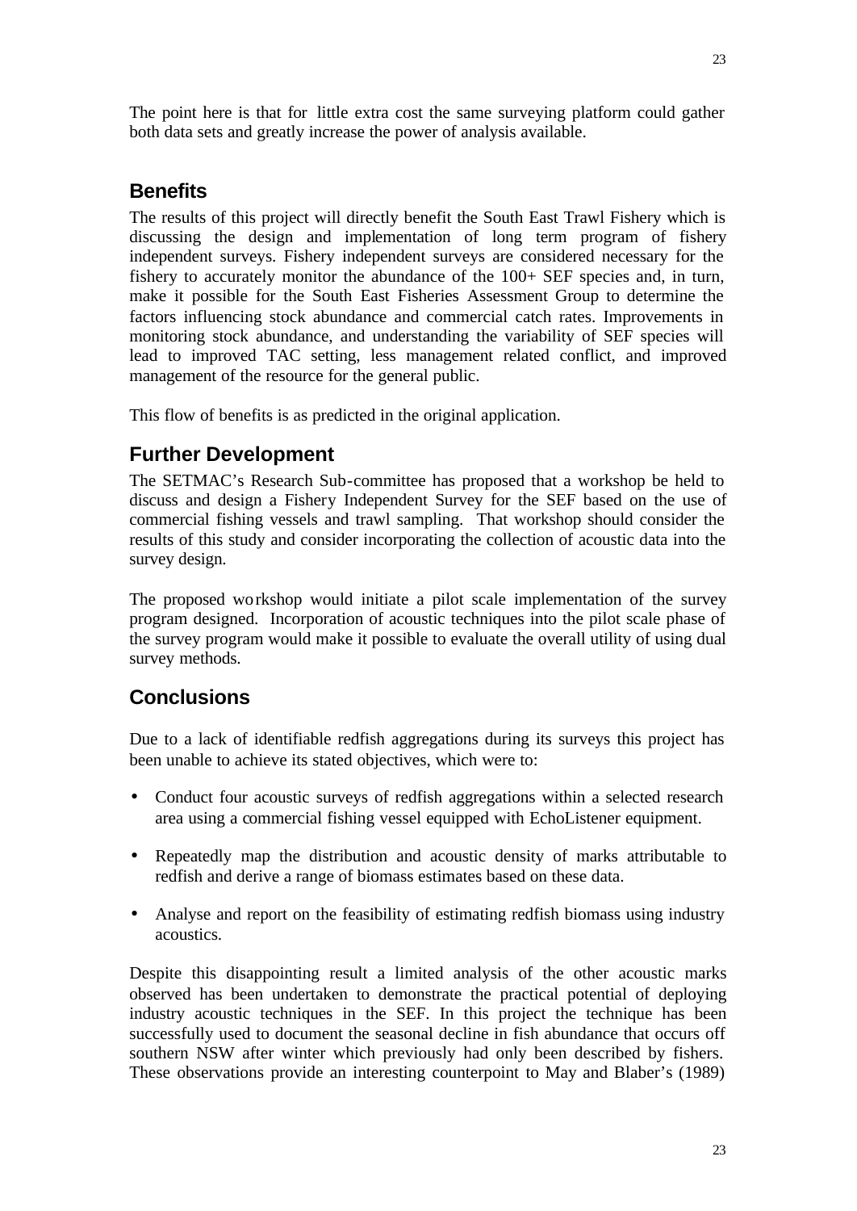The point here is that for little extra cost the same surveying platform could gather both data sets and greatly increase the power of analysis available.

## Benefits

The results of this project will directly benefit the South East Trawl Fishery which is discussing the design and implementation of long term program of fishery independent surveys. Fishery independent surveys are considered necessary for the fishery to accurately monitor the abundance of the 100+ SEF species and, in turn, make it possible for the South East Fisheries Assessment Group to determine the factors influencing stock abundance and commercial catch rates. Improvements in monitoring stock abundance, and understanding the variability of SEF species will lead to improved TAC setting, less management related conflict, and improved management of the resource for the general public.

This flow of benefits is as predicted in the original application.

## Further Development

The SETMAC's Research Sub-committee has proposed that a workshop be held to discuss and design a Fishery Independent Survey for the SEF based on the use of commercial fishing vessels and trawl sampling. That workshop should consider the results of this study and consider incorporating the collection of acoustic data into the survey design.

The proposed workshop would initiate a pilot scale implementation of the survey program designed. Incorporation of acoustic techniques into the pilot scale phase of the survey program would make it possible to evaluate the overall utility of using dual survey methods.

## Conclusions

Due to a lack of identifiable redfish aggregations during its surveys this project has been unable to achieve its stated objectives, which were to:

- Conduct four acoustic surveys of redfish aggregations within a selected research area using a commercial fishing vessel equipped with EchoListener equipment.
- Repeatedly map the distribution and acoustic density of marks attributable to redfish and derive a range of biomass estimates based on these data.
- Analyse and report on the feasibility of estimating redfish biomass using industry acoustics.

Despite this disappointing result a limited analysis of the other acoustic marks observed has been undertaken to demonstrate the practical potential of deploying industry acoustic techniques in the SEF. In this project the technique has been successfully used to document the seasonal decline in fish abundance that occurs off southern NSW after winter which previously had only been described by fishers. These observations provide an interesting counterpoint to May and Blaber's (1989)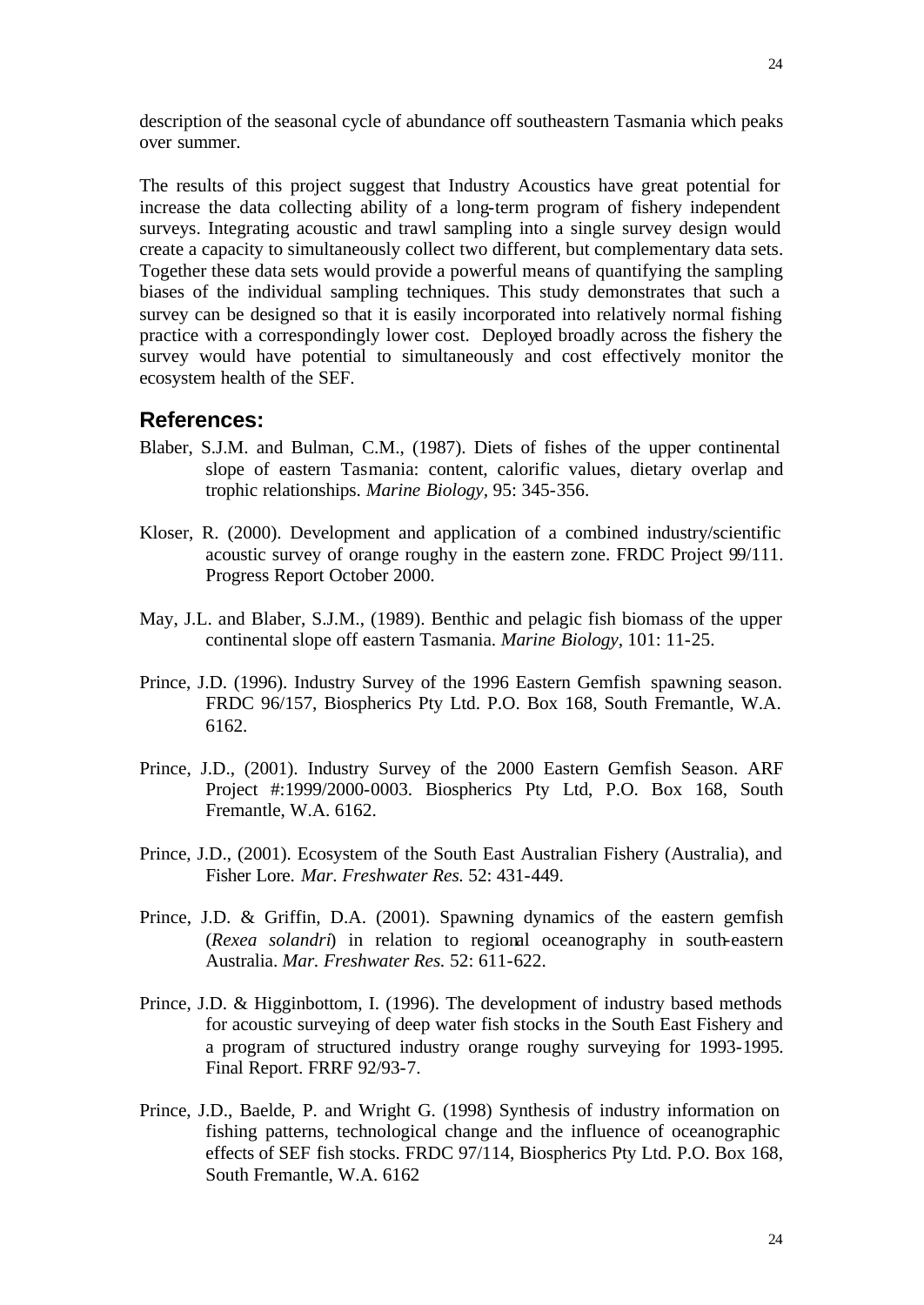description of the seasonal cycle of abundance off southeastern Tasmania which peaks over summer.

The results of this project suggest that Industry Acoustics have great potential for increase the data collecting ability of a long-term program of fishery independent surveys. Integrating acoustic and trawl sampling into a single survey design would create a capacity to simultaneously collect two different, but complementary data sets. Together these data sets would provide a powerful means of quantifying the sampling biases of the individual sampling techniques. This study demonstrates that such a survey can be designed so that it is easily incorporated into relatively normal fishing practice with a correspondingly lower cost. Deployed broadly across the fishery the survey would have potential to simultaneously and cost effectively monitor the ecosystem health of the SEF.

## References:

Blaber, S.J.M. and Bulman, C.M., (1987). Diets of fishes of the upper continental slope of eastern Tasmania: content, calorific values, dietary overlap and trophic relationships. *Marine Biology*, 95: 345-356.

Kloser, R. (2000). Development and application of a combined industry/scientific acoustic survey of orange roughy in the eastern zone. FRDC Project 99/111. Progress Report October 2000.

May, J.L. and Blaber, S.J.M., (1989). Benthic and pelagic fish biomass of the upper continental slope off eastern Tasmania. *Marine Biology*, 101: 11-25.

Prince, J.D. (1996). Industry Survey of the 1996 Eastern Gemfish spawning season. FRDC 96/157, Biospherics Pty Ltd. P.O. Box 168, South Fremantle, W.A. 6162.

Prince, J.D., (2001). Industry Survey of the 2000 Eastern Gemfish Season. ARF Project #:1999/2000-0003. Biospherics Pty Ltd, P.O. Box 168, South Fremantle, W.A. 6162.

Prince, J.D., (2001). Ecosystem of the South East Australian Fishery (Australia), and Fisher Lore. *Mar. Freshwater Res.* 52: 431-449.

Prince, J.D. & Griffin, D.A. (2001). Spawning dynamics of the eastern gemfish (*Rexea solandri*) in relation to regional oceanography in south-eastern Australia. *Mar. Freshwater Res.* 52: 611-622.

Prince, J.D. & Higginbottom, I. (1996). The development of industry based methods for acoustic surveying of deep water fish stocks in the South East Fishery and a program of structured industry orange roughy surveying for 1993-1995. Final Report. FRRF 92/93-7.

Prince, J.D., Baelde, P. and Wright G. (1998) Synthesis of industry information on fishing patterns, technological change and the influence of oceanographic effects of SEF fish stocks. FRDC 97/114, Biospherics Pty Ltd. P.O. Box 168, South Fremantle, W.A. 6162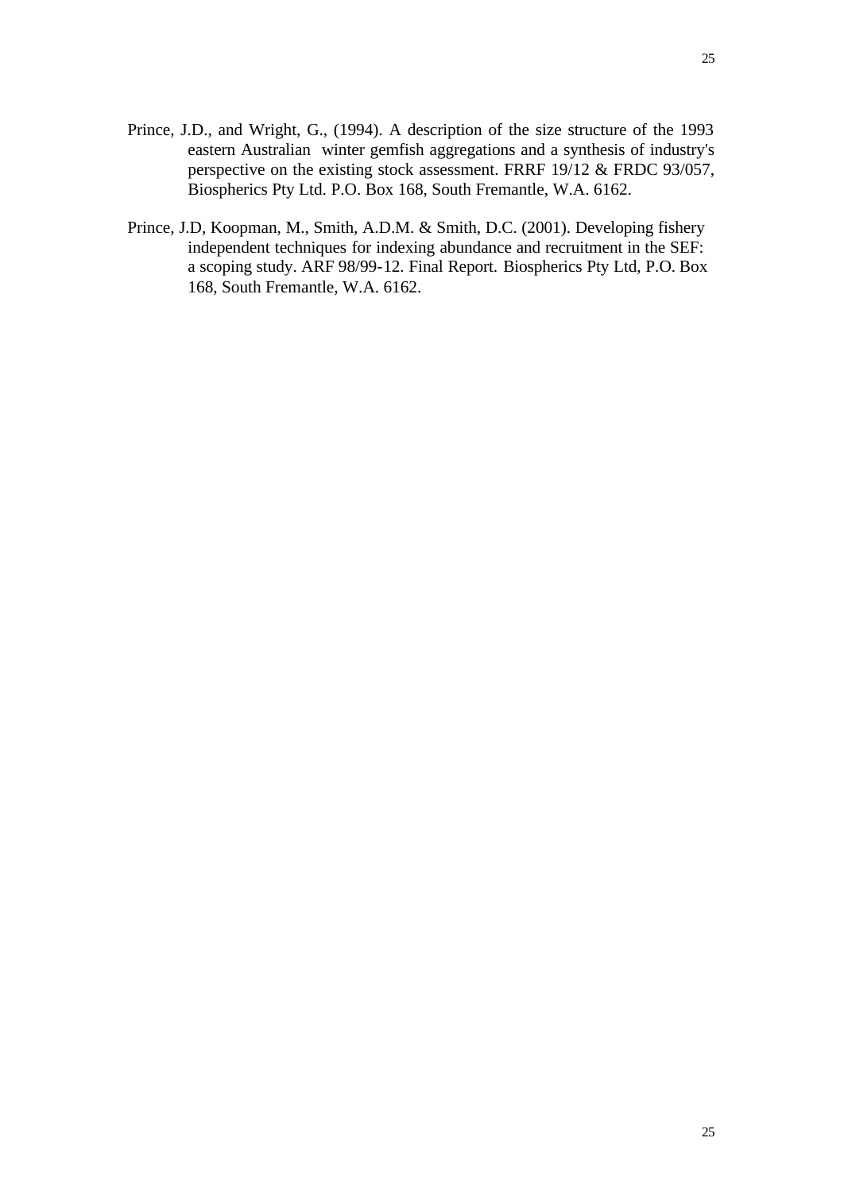Prince, J.D., and Wright, G., (1994). A description of the size structure of the 1993 eastern Australian winter gemfish aggregations and a synthesis of industry's perspective on the existing stock assessment. FRRF 19/12 & FRDC 93/057, Biospherics Pty Ltd. P.O. Box 168, South Fremantle, W.A. 6162.

Prince, J.D, Koopman, M., Smith, A.D.M. & Smith, D.C. (2001). Developing fishery independent techniques for indexing abundance and recruitment in the SEF: a scoping study. ARF 98/99-12. Final Report. Biospherics Pty Ltd, P.O. Box 168, South Fremantle, W.A. 6162.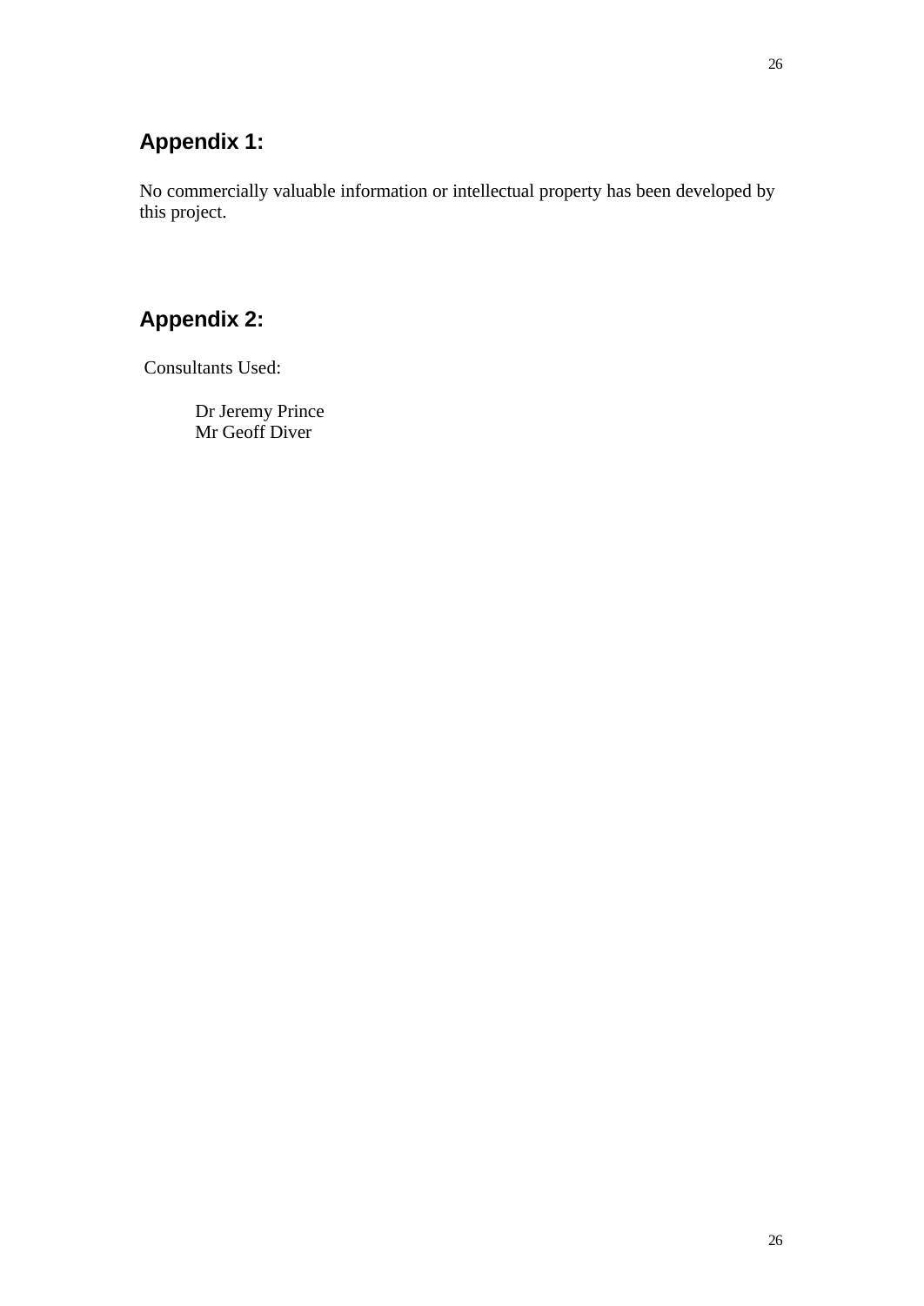## Appendix 1:

No commercially valuable information or intellectual property has been developed by this project.

## Appendix 2:

Consultants Used:

Dr Jeremy Prince
Mr Geoff Diver